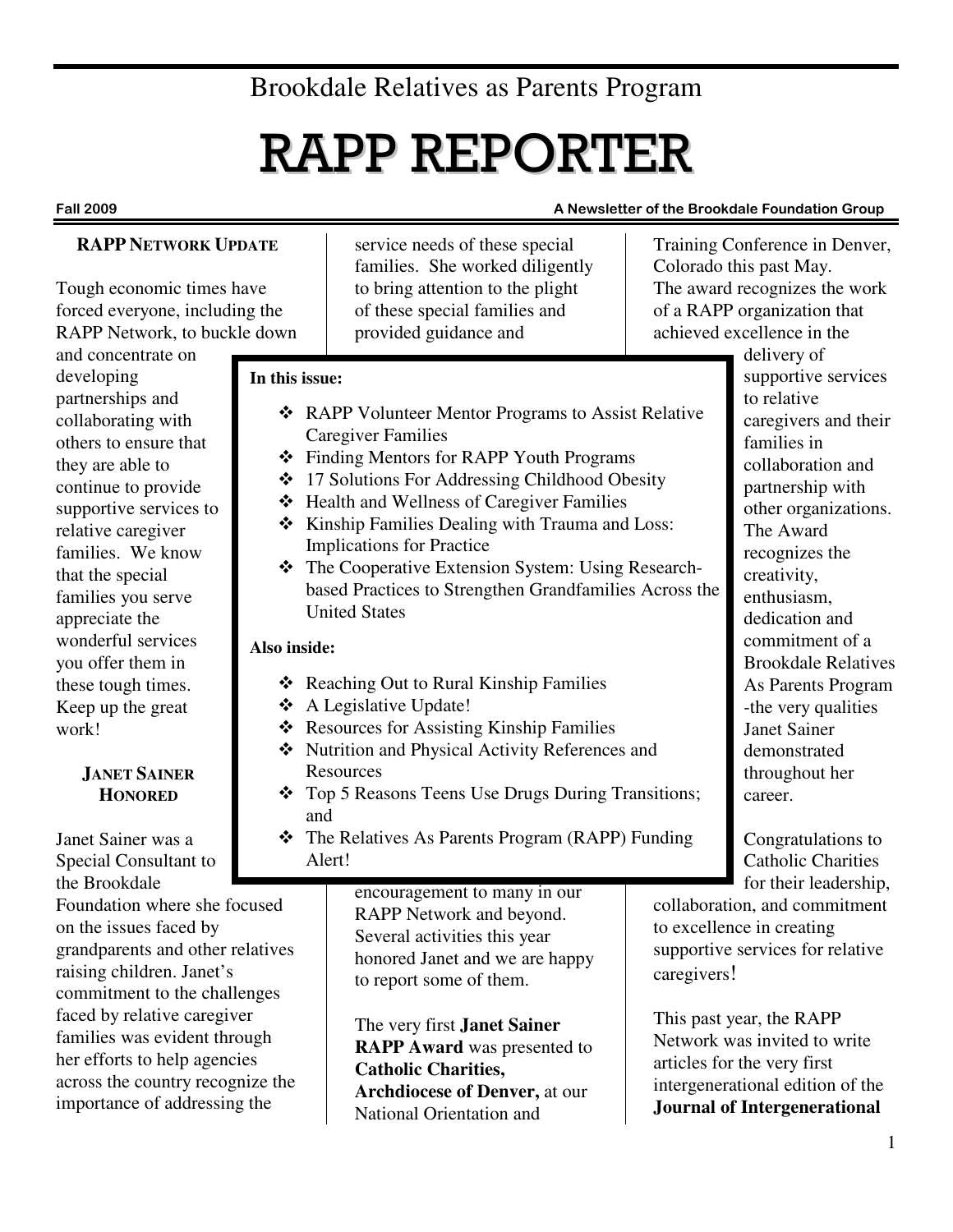Brookdale Relatives as Parents Program

# RAPP REPORTER

**Fall 2009** — **A Newsletter of the Brookdale Foundation Group**

**In this issue:**

- RAPP Volunteer Mentor Programs to Assist Relative Caregiver Families
- Finding Mentors for RAPP Youth Programs
- 17 Solutions For Addressing Childhood Obesity
- Health and Wellness of Caregiver Families
- Kinship Families Dealing with Trauma and Loss: Implications for Practice
- The Cooperative Extension System: Using Research-based Practices to Strengthen Grandfamilies Across the United States

**Also inside:**

- Reaching Out to Rural Kinship Families
- A Legislative Update!
- Resources for Assisting Kinship Families
- Nutrition and Physical Activity References and Resources
- Top 5 Reasons Teens Use Drugs During Transitions; and
- The Relatives As Parents Program (RAPP) Funding Alert!

## RAPP NETWORK UPDATE

Tough economic times have forced everyone, including the RAPP Network, to buckle down and concentrate on developing partnerships and collaborating with others to ensure that they are able to continue to provide supportive services to relative caregiver families. We know that the special families you serve appreciate the wonderful services you offer them in these tough times. Keep up the great work!

## JANET SAINER HONORED

Janet Sainer was a Special Consultant to the Brookdale Foundation where she focused on the issues faced by grandparents and other relatives raising children. Janet's commitment to the challenges faced by relative caregiver families was evident through her efforts to help agencies across the country recognize the importance of addressing the service needs of these special families. She worked diligently to bring attention to the plight of these special families and provided guidance and encouragement to many in our RAPP Network and beyond. Several activities this year honored Janet and we are happy to report some of them.

The very first **Janet Sainer RAPP Award** was presented to **Catholic Charities, Archdiocese of Denver,** at our National Orientation and Training Conference in Denver, Colorado this past May. The award recognizes the work of a RAPP organization that achieved excellence in the delivery of supportive services to relative caregivers and their families in collaboration and partnership with other organizations. The Award recognizes the creativity, enthusiasm, dedication and commitment of a Brookdale Relatives As Parents Program -the very qualities Janet Sainer demonstrated throughout her career.

Congratulations to Catholic Charities for their leadership, collaboration, and commitment to excellence in creating supportive services for relative caregivers!

This past year, the RAPP Network was invited to write articles for the very first intergenerational edition of the **Journal of Intergenerational**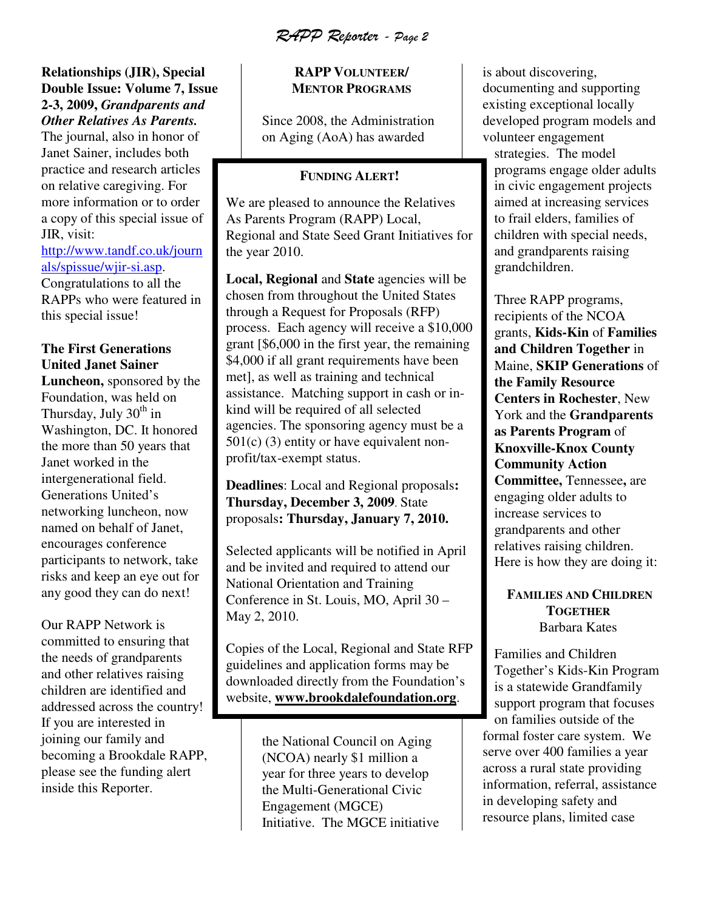**Relationships (JIR), Special Double Issue: Volume 7, Issue 2-3, 2009,** ***Grandparents and Other Relatives As Parents.*** The journal, also in honor of Janet Sainer, includes both practice and research articles on relative caregiving. For more information or to order a copy of this special issue of JIR, visit: http://www.tandf.co.uk/journals/spissue/wjir-si.asp. Congratulations to all the RAPPs who were featured in this special issue!

**The First Generations United Janet Sainer Luncheon,** sponsored by the Foundation, was held on Thursday, July 30th in Washington, DC. It honored the more than 50 years that Janet worked in the intergenerational field. Generations United's networking luncheon, now named on behalf of Janet, encourages conference participants to network, take risks and keep an eye out for any good they can do next!

Our RAPP Network is committed to ensuring that the needs of grandparents and other relatives raising children are identified and addressed across the country! If you are interested in joining our family and becoming a Brookdale RAPP, please see the funding alert inside this Reporter.

## RAPP VOLUNTEER/ MENTOR PROGRAMS

Since 2008, the Administration on Aging (AoA) has awarded the National Council on Aging (NCOA) nearly $1 million a year for three years to develop the Multi-Generational Civic Engagement (MGCE) Initiative. The MGCE initiative is about discovering, documenting and supporting existing exceptional locally developed program models and volunteer engagement strategies. The model programs engage older adults in civic engagement projects aimed at increasing services to frail elders, families of children with special needs, and grandparents raising grandchildren.

Three RAPP programs, recipients of the NCOA grants, **Kids-Kin** of **Families and Children Together** in Maine, **SKIP Generations** of **the Family Resource Centers in Rochester**, New York and the **Grandparents as Parents Program** of **Knoxville-Knox County Community Action Committee,** Tennessee**,** are engaging older adults to increase services to grandparents and other relatives raising children. Here is how they are doing it:

### FAMILIES AND CHILDREN TOGETHER

Barbara Kates

Families and Children Together's Kids-Kin Program is a statewide Grandfamily support program that focuses on families outside of the formal foster care system. We serve over 400 families a year across a rural state providing information, referral, assistance in developing safety and resource plans, limited case

---

### FUNDING ALERT!

We are pleased to announce the Relatives As Parents Program (RAPP) Local, Regional and State Seed Grant Initiatives for the year 2010.

**Local, Regional** and **State** agencies will be chosen from throughout the United States through a Request for Proposals (RFP) process. Each agency will receive a $10,000 grant [$6,000 in the first year, the remaining $4,000 if all grant requirements have been met], as well as training and technical assistance. Matching support in cash or in-kind will be required of all selected agencies. The sponsoring agency must be a 501(c) (3) entity or have equivalent non-profit/tax-exempt status.

**Deadlines**: Local and Regional proposals**: Thursday, December 3, 2009**. State proposals**: Thursday, January 7, 2010.**

Selected applicants will be notified in April and be invited and required to attend our National Orientation and Training Conference in St. Louis, MO, April 30 – May 2, 2010.

Copies of the Local, Regional and State RFP guidelines and application forms may be downloaded directly from the Foundation's website, **www.brookdalefoundation.org**.

---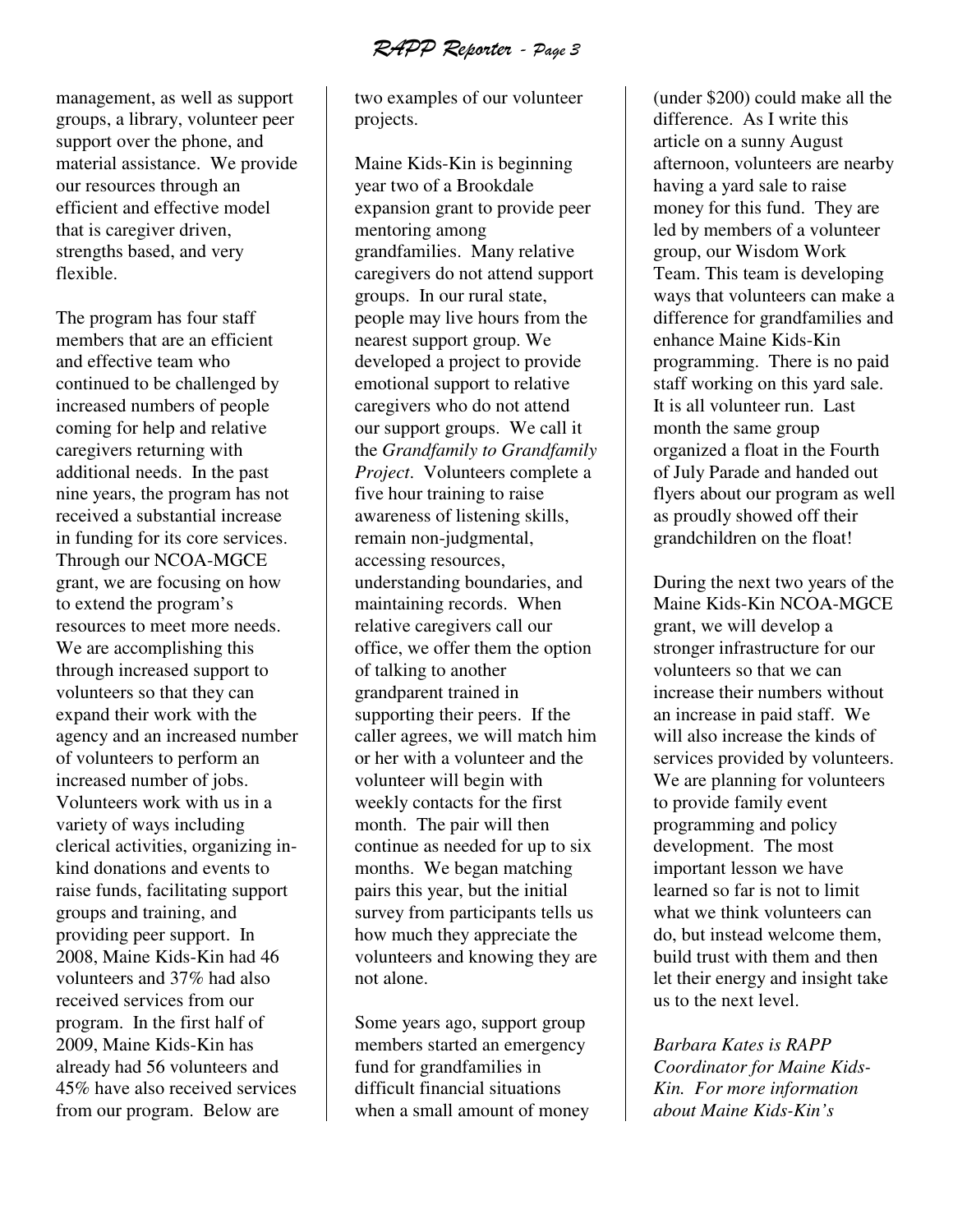management, as well as support groups, a library, volunteer peer support over the phone, and material assistance. We provide our resources through an efficient and effective model that is caregiver driven, strengths based, and very flexible.

The program has four staff members that are an efficient and effective team who continued to be challenged by increased numbers of people coming for help and relative caregivers returning with additional needs. In the past nine years, the program has not received a substantial increase in funding for its core services. Through our NCOA-MGCE grant, we are focusing on how to extend the program's resources to meet more needs. We are accomplishing this through increased support to volunteers so that they can expand their work with the agency and an increased number of volunteers to perform an increased number of jobs. Volunteers work with us in a variety of ways including clerical activities, organizing in-kind donations and events to raise funds, facilitating support groups and training, and providing peer support. In 2008, Maine Kids-Kin had 46 volunteers and 37% had also received services from our program. In the first half of 2009, Maine Kids-Kin has already had 56 volunteers and 45% have also received services from our program. Below are two examples of our volunteer projects.

Maine Kids-Kin is beginning year two of a Brookdale expansion grant to provide peer mentoring among grandfamilies. Many relative caregivers do not attend support groups. In our rural state, people may live hours from the nearest support group. We developed a project to provide emotional support to relative caregivers who do not attend our support groups. We call it the *Grandfamily to Grandfamily Project*. Volunteers complete a five hour training to raise awareness of listening skills, remain non-judgmental, accessing resources, understanding boundaries, and maintaining records. When relative caregivers call our office, we offer them the option of talking to another grandparent trained in supporting their peers. If the caller agrees, we will match him or her with a volunteer and the volunteer will begin with weekly contacts for the first month. The pair will then continue as needed for up to six months. We began matching pairs this year, but the initial survey from participants tells us how much they appreciate the volunteers and knowing they are not alone.

Some years ago, support group members started an emergency fund for grandfamilies in difficult financial situations when a small amount of money (under $200) could make all the difference. As I write this article on a sunny August afternoon, volunteers are nearby having a yard sale to raise money for this fund. They are led by members of a volunteer group, our Wisdom Work Team. This team is developing ways that volunteers can make a difference for grandfamilies and enhance Maine Kids-Kin programming. There is no paid staff working on this yard sale. It is all volunteer run. Last month the same group organized a float in the Fourth of July Parade and handed out flyers about our program as well as proudly showed off their grandchildren on the float!

During the next two years of the Maine Kids-Kin NCOA-MGCE grant, we will develop a stronger infrastructure for our volunteers so that we can increase their numbers without an increase in paid staff. We will also increase the kinds of services provided by volunteers. We are planning for volunteers to provide family event programming and policy development. The most important lesson we have learned so far is not to limit what we think volunteers can do, but instead welcome them, build trust with them and then let their energy and insight take us to the next level.

*Barbara Kates is RAPP Coordinator for Maine Kids-Kin. For more information about Maine Kids-Kin's*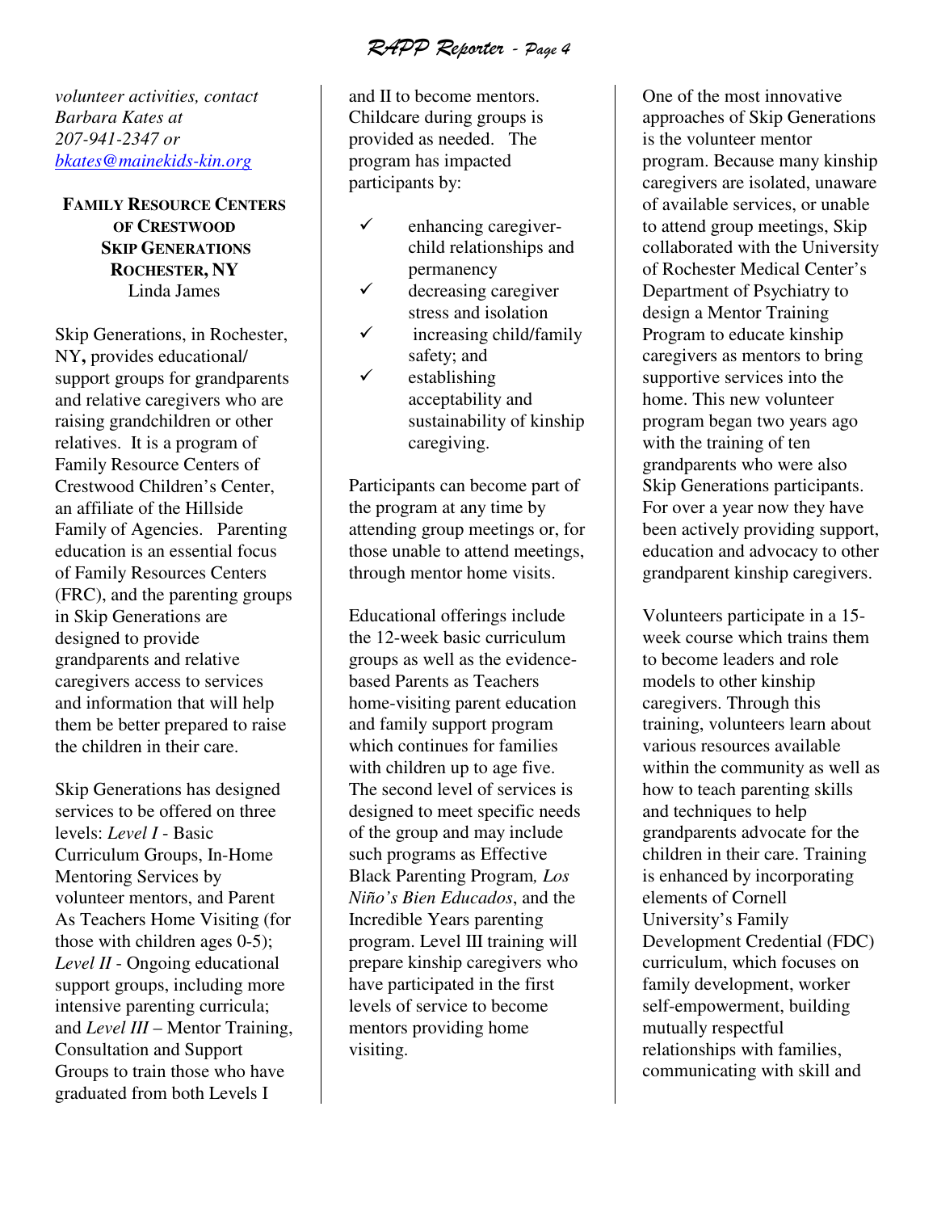*volunteer activities, contact Barbara Kates at 207-941-2347 or [bkates@mainekids-kin.org](mailto:bkates@mainekids-kin.org)*

### FAMILY RESOURCE CENTERS OF CRESTWOOD SKIP GENERATIONS ROCHESTER, NY

Linda James

Skip Generations, in Rochester, NY**,** provides educational/ support groups for grandparents and relative caregivers who are raising grandchildren or other relatives. It is a program of Family Resource Centers of Crestwood Children's Center, an affiliate of the Hillside Family of Agencies. Parenting education is an essential focus of Family Resources Centers (FRC), and the parenting groups in Skip Generations are designed to provide grandparents and relative caregivers access to services and information that will help them be better prepared to raise the children in their care.

Skip Generations has designed services to be offered on three levels: *Level I* - Basic Curriculum Groups, In-Home Mentoring Services by volunteer mentors, and Parent As Teachers Home Visiting (for those with children ages 0-5); *Level II* - Ongoing educational support groups, including more intensive parenting curricula; and *Level III* – Mentor Training, Consultation and Support Groups to train those who have graduated from both Levels I and II to become mentors. Childcare during groups is provided as needed. The program has impacted participants by:

- ✓ enhancing caregiver-child relationships and permanency
- ✓ decreasing caregiver stress and isolation
- ✓ increasing child/family safety; and
- ✓ establishing acceptability and sustainability of kinship caregiving.

Participants can become part of the program at any time by attending group meetings or, for those unable to attend meetings, through mentor home visits.

Educational offerings include the 12-week basic curriculum groups as well as the evidence-based Parents as Teachers home-visiting parent education and family support program which continues for families with children up to age five. The second level of services is designed to meet specific needs of the group and may include such programs as Effective Black Parenting Program*, Los Niño's Bien Educados*, and the Incredible Years parenting program. Level III training will prepare kinship caregivers who have participated in the first levels of service to become mentors providing home visiting.

One of the most innovative approaches of Skip Generations is the volunteer mentor program. Because many kinship caregivers are isolated, unaware of available services, or unable to attend group meetings, Skip collaborated with the University of Rochester Medical Center's Department of Psychiatry to design a Mentor Training Program to educate kinship caregivers as mentors to bring supportive services into the home. This new volunteer program began two years ago with the training of ten grandparents who were also Skip Generations participants. For over a year now they have been actively providing support, education and advocacy to other grandparent kinship caregivers.

Volunteers participate in a 15-week course which trains them to become leaders and role models to other kinship caregivers. Through this training, volunteers learn about various resources available within the community as well as how to teach parenting skills and techniques to help grandparents advocate for the children in their care. Training is enhanced by incorporating elements of Cornell University's Family Development Credential (FDC) curriculum, which focuses on family development, worker self-empowerment, building mutually respectful relationships with families, communicating with skill and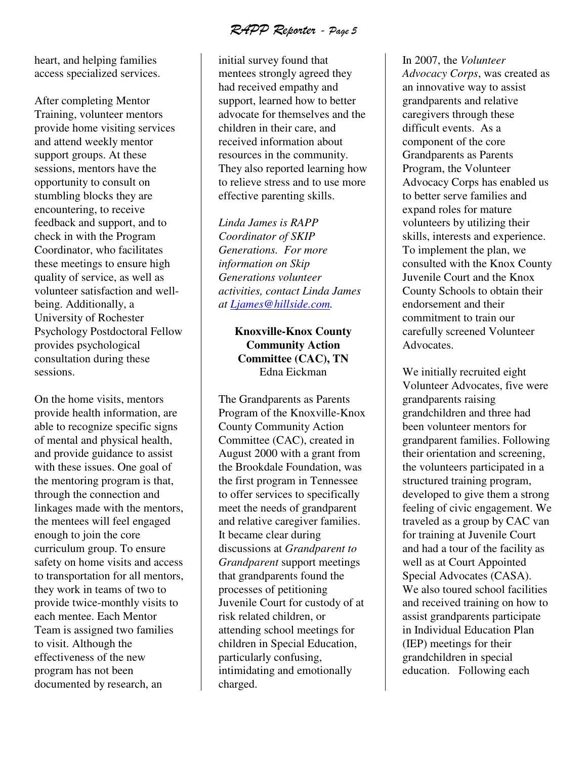heart, and helping families access specialized services.

After completing Mentor Training, volunteer mentors provide home visiting services and attend weekly mentor support groups. At these sessions, mentors have the opportunity to consult on stumbling blocks they are encountering, to receive feedback and support, and to check in with the Program Coordinator, who facilitates these meetings to ensure high quality of service, as well as volunteer satisfaction and well-being. Additionally, a University of Rochester Psychology Postdoctoral Fellow provides psychological consultation during these sessions.

On the home visits, mentors provide health information, are able to recognize specific signs of mental and physical health, and provide guidance to assist with these issues. One goal of the mentoring program is that, through the connection and linkages made with the mentors, the mentees will feel engaged enough to join the core curriculum group. To ensure safety on home visits and access to transportation for all mentors, they work in teams of two to provide twice-monthly visits to each mentee. Each Mentor Team is assigned two families to visit. Although the effectiveness of the new program has not been documented by research, an initial survey found that mentees strongly agreed they had received empathy and support, learned how to better advocate for themselves and the children in their care, and received information about resources in the community. They also reported learning how to relieve stress and to use more effective parenting skills.

*Linda James is RAPP Coordinator of SKIP Generations. For more information on Skip Generations volunteer activities, contact Linda James at Ljames@hillside.com.*

**Knoxville-Knox County Community Action Committee (CAC), TN**
Edna Eickman

The Grandparents as Parents Program of the Knoxville-Knox County Community Action Committee (CAC), created in August 2000 with a grant from the Brookdale Foundation, was the first program in Tennessee to offer services to specifically meet the needs of grandparent and relative caregiver families. It became clear during discussions at *Grandparent to Grandparent* support meetings that grandparents found the processes of petitioning Juvenile Court for custody of at risk related children, or attending school meetings for children in Special Education, particularly confusing, intimidating and emotionally charged.

In 2007, the *Volunteer Advocacy Corps*, was created as an innovative way to assist grandparents and relative caregivers through these difficult events. As a component of the core Grandparents as Parents Program, the Volunteer Advocacy Corps has enabled us to better serve families and expand roles for mature volunteers by utilizing their skills, interests and experience. To implement the plan, we consulted with the Knox County Juvenile Court and the Knox County Schools to obtain their endorsement and their commitment to train our carefully screened Volunteer Advocates.

We initially recruited eight Volunteer Advocates, five were grandparents raising grandchildren and three had been volunteer mentors for grandparent families. Following their orientation and screening, the volunteers participated in a structured training program, developed to give them a strong feeling of civic engagement. We traveled as a group by CAC van for training at Juvenile Court and had a tour of the facility as well as at Court Appointed Special Advocates (CASA). We also toured school facilities and received training on how to assist grandparents participate in Individual Education Plan (IEP) meetings for their grandchildren in special education. Following each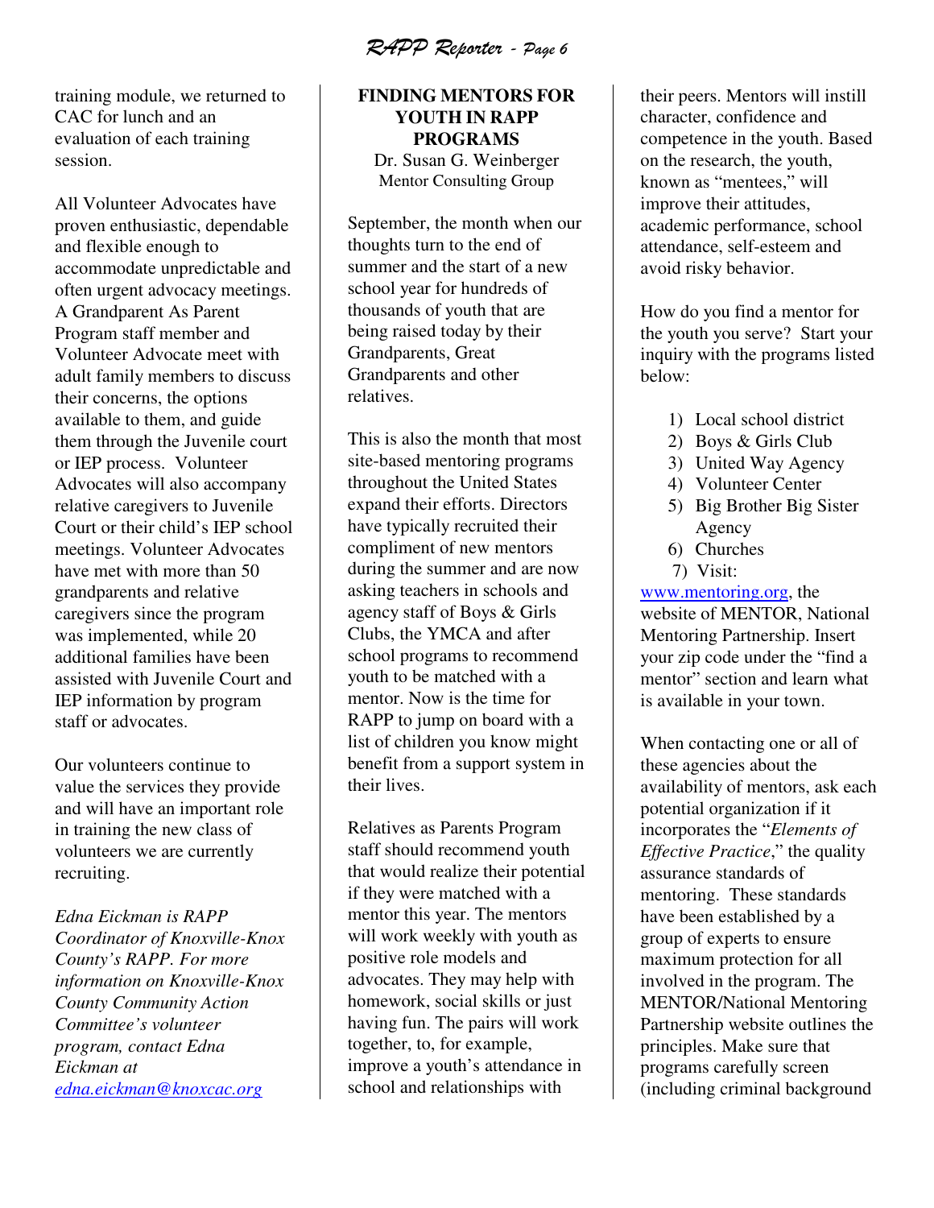training module, we returned to CAC for lunch and an evaluation of each training session.

All Volunteer Advocates have proven enthusiastic, dependable and flexible enough to accommodate unpredictable and often urgent advocacy meetings. A Grandparent As Parent Program staff member and Volunteer Advocate meet with adult family members to discuss their concerns, the options available to them, and guide them through the Juvenile court or IEP process. Volunteer Advocates will also accompany relative caregivers to Juvenile Court or their child's IEP school meetings. Volunteer Advocates have met with more than 50 grandparents and relative caregivers since the program was implemented, while 20 additional families have been assisted with Juvenile Court and IEP information by program staff or advocates.

Our volunteers continue to value the services they provide and will have an important role in training the new class of volunteers we are currently recruiting.

*Edna Eickman is RAPP Coordinator of Knoxville-Knox County's RAPP. For more information on Knoxville-Knox County Community Action Committee's volunteer program, contact Edna Eickman at [edna.eickman@knoxcac.org](mailto:edna.eickman@knoxcac.org)*

## FINDING MENTORS FOR YOUTH IN RAPP PROGRAMS

Dr. Susan G. Weinberger
Mentor Consulting Group

September, the month when our thoughts turn to the end of summer and the start of a new school year for hundreds of thousands of youth that are being raised today by their Grandparents, Great Grandparents and other relatives.

This is also the month that most site-based mentoring programs throughout the United States expand their efforts. Directors have typically recruited their compliment of new mentors during the summer and are now asking teachers in schools and agency staff of Boys & Girls Clubs, the YMCA and after school programs to recommend youth to be matched with a mentor. Now is the time for RAPP to jump on board with a list of children you know might benefit from a support system in their lives.

Relatives as Parents Program staff should recommend youth that would realize their potential if they were matched with a mentor this year. The mentors will work weekly with youth as positive role models and advocates. They may help with homework, social skills or just having fun. The pairs will work together, to, for example, improve a youth's attendance in school and relationships with their peers. Mentors will instill character, confidence and competence in the youth. Based on the research, the youth, known as "mentees," will improve their attitudes, academic performance, school attendance, self-esteem and avoid risky behavior.

How do you find a mentor for the youth you serve? Start your inquiry with the programs listed below:

1) Local school district
2) Boys & Girls Club
3) United Way Agency
4) Volunteer Center
5) Big Brother Big Sister Agency
6) Churches
7) Visit:

[www.mentoring.org](http://www.mentoring.org), the website of MENTOR, National Mentoring Partnership. Insert your zip code under the "find a mentor" section and learn what is available in your town.

When contacting one or all of these agencies about the availability of mentors, ask each potential organization if it incorporates the "*Elements of Effective Practice*," the quality assurance standards of mentoring. These standards have been established by a group of experts to ensure maximum protection for all involved in the program. The MENTOR/National Mentoring Partnership website outlines the principles. Make sure that programs carefully screen (including criminal background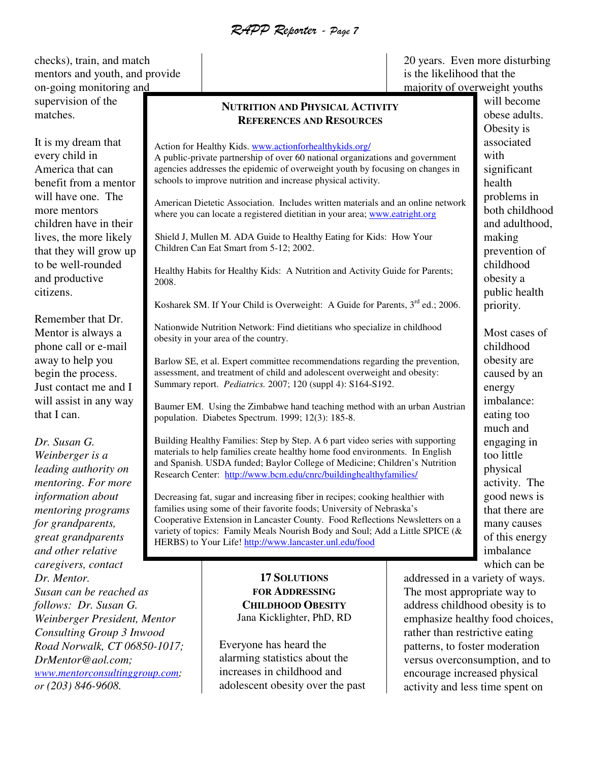checks), train, and match mentors and youth, and provide on-going monitoring and supervision of the matches.

It is my dream that every child in America that can benefit from a mentor will have one. The more mentors children have in their lives, the more likely that they will grow up to be well-rounded and productive citizens.

Remember that Dr. Mentor is always a phone call or e-mail away to help you begin the process. Just contact me and I will assist in any way that I can.

*Dr. Susan G. Weinberger is a leading authority on mentoring. For more information about mentoring programs for grandparents, great grandparents and other relative caregivers, contact Dr. Mentor. Susan can be reached as follows: Dr. Susan G. Weinberger President, Mentor Consulting Group 3 Inwood Road Norwalk, CT 06850-1017; DrMentor@aol.com; www.mentorconsultinggroup.com; or (203) 846-9608.*

## Nutrition and Physical Activity References and Resources

Action for Healthy Kids. www.actionforhealthykids.org/
A public-private partnership of over 60 national organizations and government agencies addresses the epidemic of overweight youth by focusing on changes in schools to improve nutrition and increase physical activity.

American Dietetic Association. Includes written materials and an online network where you can locate a registered dietitian in your area; www.eatright.org

Shield J, Mullen M. ADA Guide to Healthy Eating for Kids: How Your Children Can Eat Smart from 5-12; 2002.

Healthy Habits for Healthy Kids: A Nutrition and Activity Guide for Parents; 2008.

Kosharek SM. If Your Child is Overweight: A Guide for Parents, 3rd ed.; 2006.

Nationwide Nutrition Network: Find dietitians who specialize in childhood obesity in your area of the country.

Barlow SE, et al. Expert committee recommendations regarding the prevention, assessment, and treatment of child and adolescent overweight and obesity: Summary report. *Pediatrics.* 2007; 120 (suppl 4): S164-S192.

Baumer EM. Using the Zimbabwe hand teaching method with an urban Austrian population. Diabetes Spectrum. 1999; 12(3): 185-8.

Building Healthy Families: Step by Step. A 6 part video series with supporting materials to help families create healthy home food environments. In English and Spanish. USDA funded; Baylor College of Medicine; Children's Nutrition Research Center: http://www.bcm.edu/cnrc/buildinghealthyfamilies/

Decreasing fat, sugar and increasing fiber in recipes; cooking healthier with families using some of their favorite foods; University of Nebraska's Cooperative Extension in Lancaster County. Food Reflections Newsletters on a variety of topics: Family Meals Nourish Body and Soul; Add a Little SPICE (& HERBS) to Your Life! http://www.lancaster.unl.edu/food

## 17 Solutions for Addressing Childhood Obesity

Jana Kicklighter, PhD, RD

Everyone has heard the alarming statistics about the increases in childhood and adolescent obesity over the past 20 years. Even more disturbing is the likelihood that the majority of overweight youths will become obese adults. Obesity is associated with significant health problems in both childhood and adulthood, making prevention of childhood obesity a public health priority.

Most cases of childhood obesity are caused by an energy imbalance: eating too much and engaging in too little physical activity. The good news is that there are many causes of this energy imbalance which can be addressed in a variety of ways. The most appropriate way to address childhood obesity is to emphasize healthy food choices, rather than restrictive eating patterns, to foster moderation versus overconsumption, and to encourage increased physical activity and less time spent on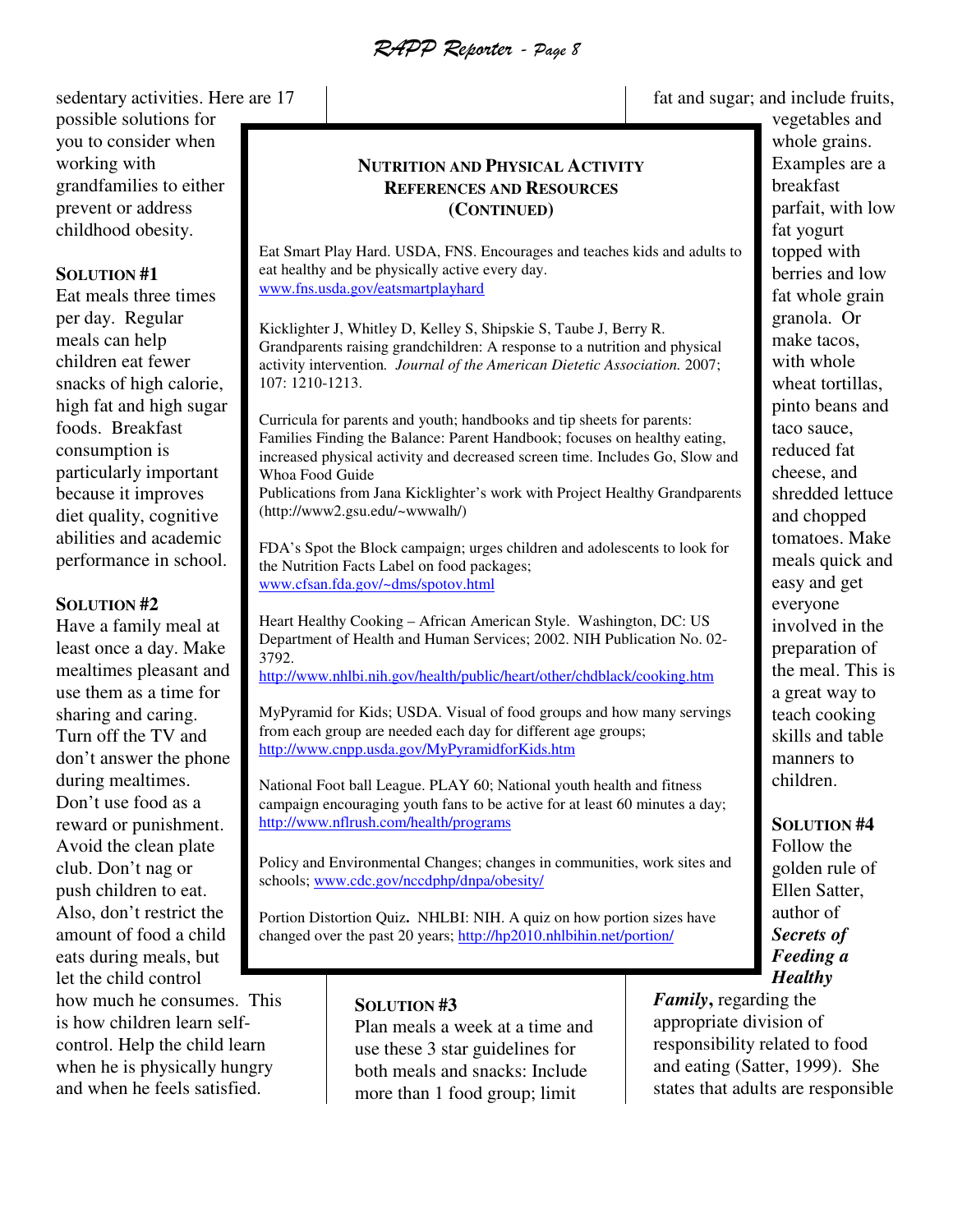sedentary activities. Here are 17 possible solutions for you to consider when working with grandfamilies to either prevent or address childhood obesity.

**SOLUTION #1**

Eat meals three times per day. Regular meals can help children eat fewer snacks of high calorie, high fat and high sugar foods. Breakfast consumption is particularly important because it improves diet quality, cognitive abilities and academic performance in school.

**SOLUTION #2**

Have a family meal at least once a day. Make mealtimes pleasant and use them as a time for sharing and caring. Turn off the TV and don't answer the phone during mealtimes. Don't use food as a reward or punishment. Avoid the clean plate club. Don't nag or push children to eat. Also, don't restrict the amount of food a child eats during meals, but let the child control how much he consumes. This is how children learn self-control. Help the child learn when he is physically hungry and when he feels satisfied.

**NUTRITION AND PHYSICAL ACTIVITY REFERENCES AND RESOURCES (CONTINUED)**

Eat Smart Play Hard. USDA, FNS. Encourages and teaches kids and adults to eat healthy and be physically active every day. www.fns.usda.gov/eatsmartplayhard

Kicklighter J, Whitley D, Kelley S, Shipskie S, Taube J, Berry R. Grandparents raising grandchildren: A response to a nutrition and physical activity intervention. *Journal of the American Dietetic Association.* 2007; 107: 1210-1213.

Curricula for parents and youth; handbooks and tip sheets for parents: Families Finding the Balance: Parent Handbook; focuses on healthy eating, increased physical activity and decreased screen time. Includes Go, Slow and Whoa Food Guide
Publications from Jana Kicklighter's work with Project Healthy Grandparents (http://www2.gsu.edu/~wwwalh/)

FDA's Spot the Block campaign; urges children and adolescents to look for the Nutrition Facts Label on food packages; www.cfsan.fda.gov/~dms/spotov.html

Heart Healthy Cooking – African American Style. Washington, DC: US Department of Health and Human Services; 2002. NIH Publication No. 02-3792. http://www.nhlbi.nih.gov/health/public/heart/other/chdblack/cooking.htm

MyPyramid for Kids; USDA. Visual of food groups and how many servings from each group are needed each day for different age groups; http://www.cnpp.usda.gov/MyPyramidforKids.htm

National Foot ball League. PLAY 60; National youth health and fitness campaign encouraging youth fans to be active for at least 60 minutes a day; http://www.nflrush.com/health/programs

Policy and Environmental Changes; changes in communities, work sites and schools; www.cdc.gov/nccdphp/dnpa/obesity/

Portion Distortion Quiz**.** NHLBI: NIH. A quiz on how portion sizes have changed over the past 20 years; http://hp2010.nhlbihin.net/portion/

**SOLUTION #3**

Plan meals a week at a time and use these 3 star guidelines for both meals and snacks: Include more than 1 food group; limit fat and sugar; and include fruits, vegetables and whole grains. Examples are a breakfast parfait, with low fat yogurt topped with berries and low fat whole grain granola. Or make tacos, with whole wheat tortillas, pinto beans and taco sauce, reduced fat cheese, and shredded lettuce and chopped tomatoes. Make meals quick and easy and get everyone involved in the preparation of the meal. This is a great way to teach cooking skills and table manners to children.

**SOLUTION #4**

Follow the golden rule of Ellen Satter, author of ***Secrets of Feeding a Healthy Family*****,** regarding the appropriate division of responsibility related to food and eating (Satter, 1999). She states that adults are responsible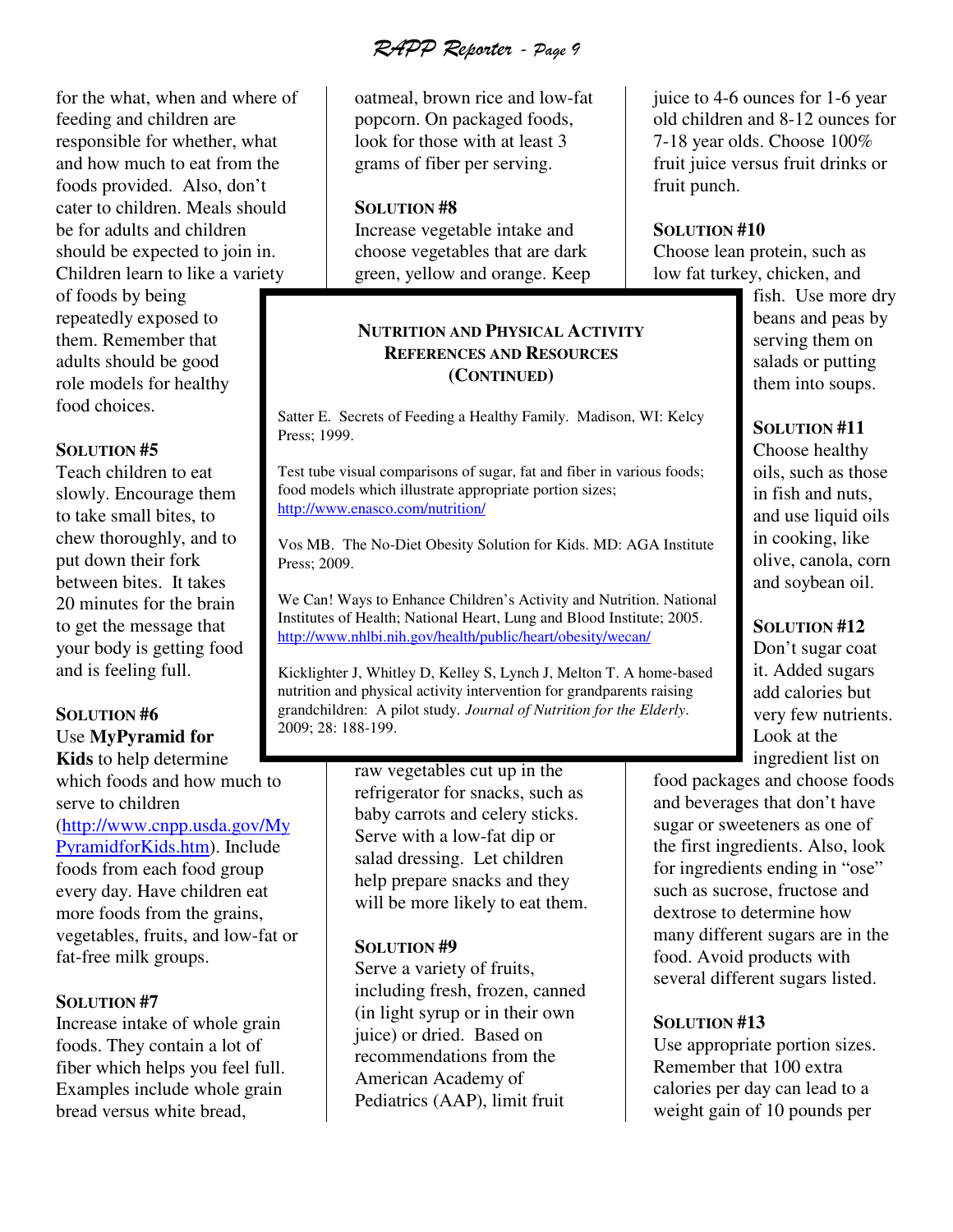for the what, when and where of feeding and children are responsible for whether, what and how much to eat from the foods provided. Also, don't cater to children. Meals should be for adults and children should be expected to join in. Children learn to like a variety of foods by being repeatedly exposed to them. Remember that adults should be good role models for healthy food choices.

**SOLUTION #5**

Teach children to eat slowly. Encourage them to take small bites, to chew thoroughly, and to put down their fork between bites. It takes 20 minutes for the brain to get the message that your body is getting food and is feeling full.

**SOLUTION #6**

Use **MyPyramid for Kids** to help determine which foods and how much to serve to children (http://www.cnpp.usda.gov/MyPyramidforKids.htm). Include foods from each food group every day. Have children eat more foods from the grains, vegetables, fruits, and low-fat or fat-free milk groups.

**SOLUTION #7**

Increase intake of whole grain foods. They contain a lot of fiber which helps you feel full. Examples include whole grain bread versus white bread, oatmeal, brown rice and low-fat popcorn. On packaged foods, look for those with at least 3 grams of fiber per serving.

**SOLUTION #8**

Increase vegetable intake and choose vegetables that are dark green, yellow and orange. Keep raw vegetables cut up in the refrigerator for snacks, such as baby carrots and celery sticks. Serve with a low-fat dip or salad dressing. Let children help prepare snacks and they will be more likely to eat them.

**SOLUTION #9**

Serve a variety of fruits, including fresh, frozen, canned (in light syrup or in their own juice) or dried. Based on recommendations from the American Academy of Pediatrics (AAP), limit fruit juice to 4-6 ounces for 1-6 year old children and 8-12 ounces for 7-18 year olds. Choose 100% fruit juice versus fruit drinks or fruit punch.

**SOLUTION #10**

Choose lean protein, such as low fat turkey, chicken, and fish. Use more dry beans and peas by serving them on salads or putting them into soups.

**SOLUTION #11**

Choose healthy oils, such as those in fish and nuts, and use liquid oils in cooking, like olive, canola, corn and soybean oil.

**SOLUTION #12**

Don't sugar coat it. Added sugars add calories but very few nutrients. Look at the ingredient list on food packages and choose foods and beverages that don't have sugar or sweeteners as one of the first ingredients. Also, look for ingredients ending in "ose" such as sucrose, fructose and dextrose to determine how many different sugars are in the food. Avoid products with several different sugars listed.

**SOLUTION #13**

Use appropriate portion sizes. Remember that 100 extra calories per day can lead to a weight gain of 10 pounds per

---

**NUTRITION AND PHYSICAL ACTIVITY REFERENCES AND RESOURCES (CONTINUED)**

Satter E. Secrets of Feeding a Healthy Family. Madison, WI: Kelcy Press; 1999.

Test tube visual comparisons of sugar, fat and fiber in various foods; food models which illustrate appropriate portion sizes; http://www.enasco.com/nutrition/

Vos MB. The No-Diet Obesity Solution for Kids. MD: AGA Institute Press; 2009.

We Can! Ways to Enhance Children's Activity and Nutrition. National Institutes of Health; National Heart, Lung and Blood Institute; 2005. http://www.nhlbi.nih.gov/health/public/heart/obesity/wecan/

Kicklighter J, Whitley D, Kelley S, Lynch J, Melton T. A home-based nutrition and physical activity intervention for grandparents raising grandchildren: A pilot study. *Journal of Nutrition for the Elderly*. 2009; 28: 188-199.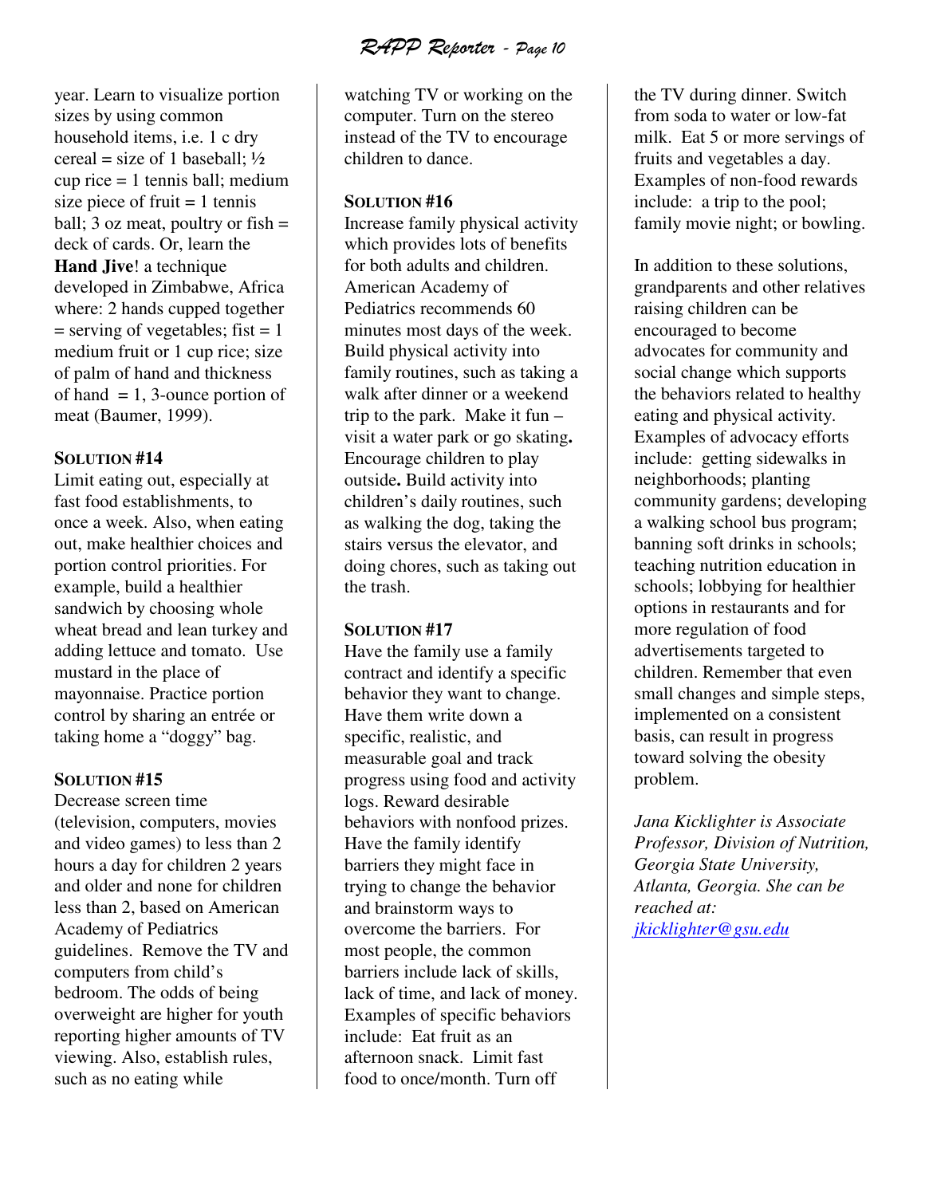year. Learn to visualize portion sizes by using common household items, i.e. 1 c dry cereal = size of 1 baseball; ½ cup rice = 1 tennis ball; medium size piece of fruit = 1 tennis ball; 3 oz meat, poultry or fish = deck of cards. Or, learn the **Hand Jive**! a technique developed in Zimbabwe, Africa where: 2 hands cupped together = serving of vegetables; fist = 1 medium fruit or 1 cup rice; size of palm of hand and thickness of hand = 1, 3-ounce portion of meat (Baumer, 1999).

**SOLUTION #14**

Limit eating out, especially at fast food establishments, to once a week. Also, when eating out, make healthier choices and portion control priorities. For example, build a healthier sandwich by choosing whole wheat bread and lean turkey and adding lettuce and tomato. Use mustard in the place of mayonnaise. Practice portion control by sharing an entrée or taking home a "doggy" bag.

**SOLUTION #15**

Decrease screen time (television, computers, movies and video games) to less than 2 hours a day for children 2 years and older and none for children less than 2, based on American Academy of Pediatrics guidelines. Remove the TV and computers from child's bedroom. The odds of being overweight are higher for youth reporting higher amounts of TV viewing. Also, establish rules, such as no eating while watching TV or working on the computer. Turn on the stereo instead of the TV to encourage children to dance.

**SOLUTION #16**

Increase family physical activity which provides lots of benefits for both adults and children. American Academy of Pediatrics recommends 60 minutes most days of the week. Build physical activity into family routines, such as taking a walk after dinner or a weekend trip to the park. Make it fun – visit a water park or go skating**.** Encourage children to play outside**.** Build activity into children's daily routines, such as walking the dog, taking the stairs versus the elevator, and doing chores, such as taking out the trash.

**SOLUTION #17**

Have the family use a family contract and identify a specific behavior they want to change. Have them write down a specific, realistic, and measurable goal and track progress using food and activity logs. Reward desirable behaviors with nonfood prizes. Have the family identify barriers they might face in trying to change the behavior and brainstorm ways to overcome the barriers. For most people, the common barriers include lack of skills, lack of time, and lack of money. Examples of specific behaviors include: Eat fruit as an afternoon snack. Limit fast food to once/month. Turn off the TV during dinner. Switch from soda to water or low-fat milk. Eat 5 or more servings of fruits and vegetables a day. Examples of non-food rewards include: a trip to the pool; family movie night; or bowling.

In addition to these solutions, grandparents and other relatives raising children can be encouraged to become advocates for community and social change which supports the behaviors related to healthy eating and physical activity. Examples of advocacy efforts include: getting sidewalks in neighborhoods; planting community gardens; developing a walking school bus program; banning soft drinks in schools; teaching nutrition education in schools; lobbying for healthier options in restaurants and for more regulation of food advertisements targeted to children. Remember that even small changes and simple steps, implemented on a consistent basis, can result in progress toward solving the obesity problem.

*Jana Kicklighter is Associate Professor, Division of Nutrition, Georgia State University, Atlanta, Georgia. She can be reached at: jkicklighter@gsu.edu*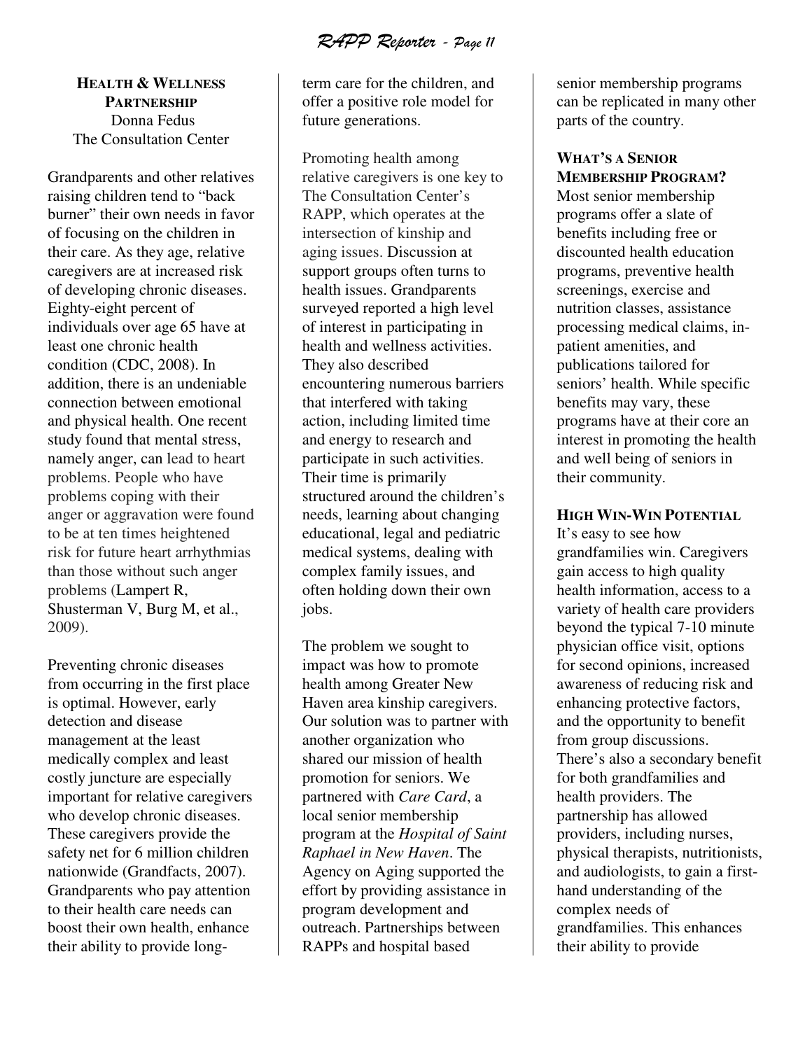## Health & Wellness Partnership

Donna Fedus
The Consultation Center

Grandparents and other relatives raising children tend to "back burner" their own needs in favor of focusing on the children in their care. As they age, relative caregivers are at increased risk of developing chronic diseases. Eighty-eight percent of individuals over age 65 have at least one chronic health condition (CDC, 2008). In addition, there is an undeniable connection between emotional and physical health. One recent study found that mental stress, namely anger, can lead to heart problems. People who have problems coping with their anger or aggravation were found to be at ten times heightened risk for future heart arrhythmias than those without such anger problems (Lampert R, Shusterman V, Burg M, et al., 2009).

Preventing chronic diseases from occurring in the first place is optimal. However, early detection and disease management at the least medically complex and least costly juncture are especially important for relative caregivers who develop chronic diseases. These caregivers provide the safety net for 6 million children nationwide (Grandfacts, 2007). Grandparents who pay attention to their health care needs can boost their own health, enhance their ability to provide long-term care for the children, and offer a positive role model for future generations.

Promoting health among relative caregivers is one key to The Consultation Center's RAPP, which operates at the intersection of kinship and aging issues. Discussion at support groups often turns to health issues. Grandparents surveyed reported a high level of interest in participating in health and wellness activities. They also described encountering numerous barriers that interfered with taking action, including limited time and energy to research and participate in such activities. Their time is primarily structured around the children's needs, learning about changing educational, legal and pediatric medical systems, dealing with complex family issues, and often holding down their own jobs.

The problem we sought to impact was how to promote health among Greater New Haven area kinship caregivers. Our solution was to partner with another organization who shared our mission of health promotion for seniors. We partnered with *Care Card*, a local senior membership program at the *Hospital of Saint Raphael in New Haven*. The Agency on Aging supported the effort by providing assistance in program development and outreach. Partnerships between RAPPs and hospital based senior membership programs can be replicated in many other parts of the country.

### What's a Senior Membership Program?

Most senior membership programs offer a slate of benefits including free or discounted health education programs, preventive health screenings, exercise and nutrition classes, assistance processing medical claims, in-patient amenities, and publications tailored for seniors' health. While specific benefits may vary, these programs have at their core an interest in promoting the health and well being of seniors in their community.

### High Win-Win Potential

It's easy to see how grandfamilies win. Caregivers gain access to high quality health information, access to a variety of health care providers beyond the typical 7-10 minute physician office visit, options for second opinions, increased awareness of reducing risk and enhancing protective factors, and the opportunity to benefit from group discussions. There's also a secondary benefit for both grandfamilies and health providers. The partnership has allowed providers, including nurses, physical therapists, nutritionists, and audiologists, to gain a first-hand understanding of the complex needs of grandfamilies. This enhances their ability to provide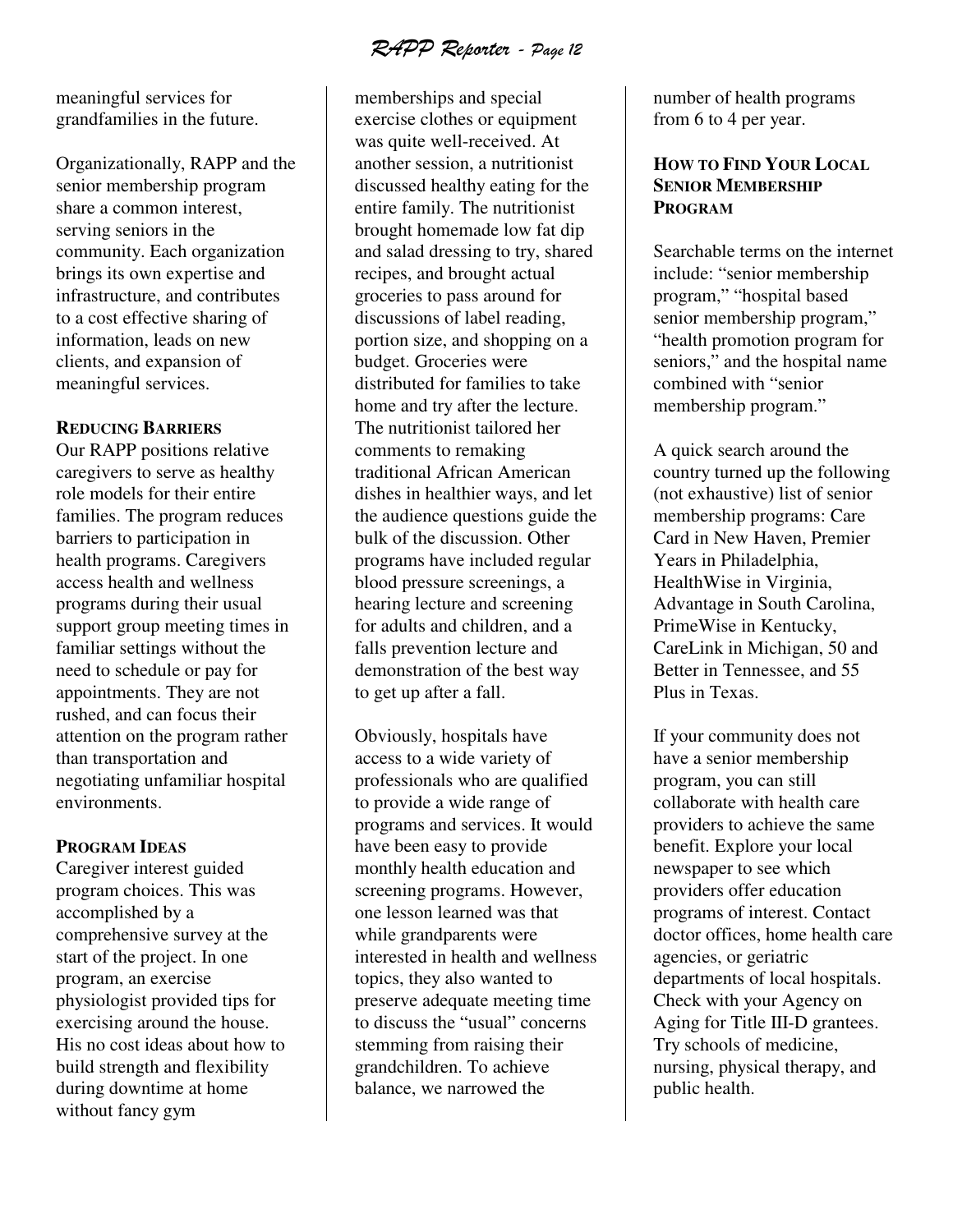meaningful services for grandfamilies in the future.

Organizationally, RAPP and the senior membership program share a common interest, serving seniors in the community. Each organization brings its own expertise and infrastructure, and contributes to a cost effective sharing of information, leads on new clients, and expansion of meaningful services.

### Reducing Barriers

Our RAPP positions relative caregivers to serve as healthy role models for their entire families. The program reduces barriers to participation in health programs. Caregivers access health and wellness programs during their usual support group meeting times in familiar settings without the need to schedule or pay for appointments. They are not rushed, and can focus their attention on the program rather than transportation and negotiating unfamiliar hospital environments.

### Program Ideas

Caregiver interest guided program choices. This was accomplished by a comprehensive survey at the start of the project. In one program, an exercise physiologist provided tips for exercising around the house. His no cost ideas about how to build strength and flexibility during downtime at home without fancy gym memberships and special exercise clothes or equipment was quite well-received. At another session, a nutritionist discussed healthy eating for the entire family. The nutritionist brought homemade low fat dip and salad dressing to try, shared recipes, and brought actual groceries to pass around for discussions of label reading, portion size, and shopping on a budget. Groceries were distributed for families to take home and try after the lecture. The nutritionist tailored her comments to remaking traditional African American dishes in healthier ways, and let the audience questions guide the bulk of the discussion. Other programs have included regular blood pressure screenings, a hearing lecture and screening for adults and children, and a falls prevention lecture and demonstration of the best way to get up after a fall.

Obviously, hospitals have access to a wide variety of professionals who are qualified to provide a wide range of programs and services. It would have been easy to provide monthly health education and screening programs. However, one lesson learned was that while grandparents were interested in health and wellness topics, they also wanted to preserve adequate meeting time to discuss the "usual" concerns stemming from raising their grandchildren. To achieve balance, we narrowed the number of health programs from 6 to 4 per year.

### How to Find Your Local Senior Membership Program

Searchable terms on the internet include: "senior membership program," "hospital based senior membership program," "health promotion program for seniors," and the hospital name combined with "senior membership program."

A quick search around the country turned up the following (not exhaustive) list of senior membership programs: Care Card in New Haven, Premier Years in Philadelphia, HealthWise in Virginia, Advantage in South Carolina, PrimeWise in Kentucky, CareLink in Michigan, 50 and Better in Tennessee, and 55 Plus in Texas.

If your community does not have a senior membership program, you can still collaborate with health care providers to achieve the same benefit. Explore your local newspaper to see which providers offer education programs of interest. Contact doctor offices, home health care agencies, or geriatric departments of local hospitals. Check with your Agency on Aging for Title III-D grantees. Try schools of medicine, nursing, physical therapy, and public health.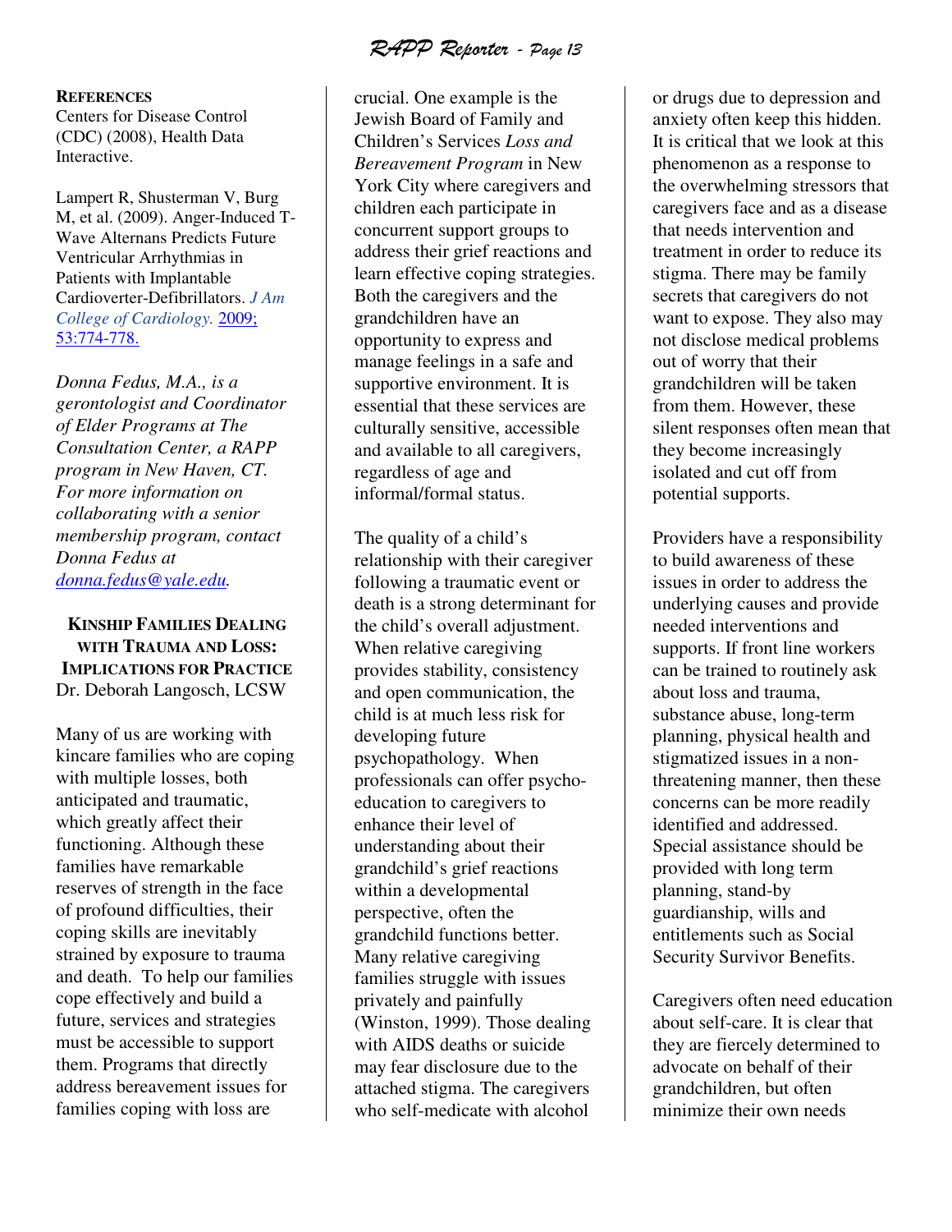**REFERENCES**

Centers for Disease Control (CDC) (2008), Health Data Interactive.

Lampert R, Shusterman V, Burg M, et al. (2009). Anger-Induced T-Wave Alternans Predicts Future Ventricular Arrhythmias in Patients with Implantable Cardioverter-Defibrillators. *J Am College of Cardiology.* 2009; 53:774-778.

*Donna Fedus, M.A., is a gerontologist and Coordinator of Elder Programs at The Consultation Center, a RAPP program in New Haven, CT. For more information on collaborating with a senior membership program, contact Donna Fedus at donna.fedus@yale.edu.*

## KINSHIP FAMILIES DEALING WITH TRAUMA AND LOSS: IMPLICATIONS FOR PRACTICE

Dr. Deborah Langosch, LCSW

Many of us are working with kincare families who are coping with multiple losses, both anticipated and traumatic, which greatly affect their functioning. Although these families have remarkable reserves of strength in the face of profound difficulties, their coping skills are inevitably strained by exposure to trauma and death. To help our families cope effectively and build a future, services and strategies must be accessible to support them. Programs that directly address bereavement issues for families coping with loss are crucial. One example is the Jewish Board of Family and Children's Services *Loss and Bereavement Program* in New York City where caregivers and children each participate in concurrent support groups to address their grief reactions and learn effective coping strategies. Both the caregivers and the grandchildren have an opportunity to express and manage feelings in a safe and supportive environment. It is essential that these services are culturally sensitive, accessible and available to all caregivers, regardless of age and informal/formal status.

The quality of a child's relationship with their caregiver following a traumatic event or death is a strong determinant for the child's overall adjustment. When relative caregiving provides stability, consistency and open communication, the child is at much less risk for developing future psychopathology. When professionals can offer psycho-education to caregivers to enhance their level of understanding about their grandchild's grief reactions within a developmental perspective, often the grandchild functions better. Many relative caregiving families struggle with issues privately and painfully (Winston, 1999). Those dealing with AIDS deaths or suicide may fear disclosure due to the attached stigma. The caregivers who self-medicate with alcohol or drugs due to depression and anxiety often keep this hidden. It is critical that we look at this phenomenon as a response to the overwhelming stressors that caregivers face and as a disease that needs intervention and treatment in order to reduce its stigma. There may be family secrets that caregivers do not want to expose. They also may not disclose medical problems out of worry that their grandchildren will be taken from them. However, these silent responses often mean that they become increasingly isolated and cut off from potential supports.

Providers have a responsibility to build awareness of these issues in order to address the underlying causes and provide needed interventions and supports. If front line workers can be trained to routinely ask about loss and trauma, substance abuse, long-term planning, physical health and stigmatized issues in a non-threatening manner, then these concerns can be more readily identified and addressed. Special assistance should be provided with long term planning, stand-by guardianship, wills and entitlements such as Social Security Survivor Benefits.

Caregivers often need education about self-care. It is clear that they are fiercely determined to advocate on behalf of their grandchildren, but often minimize their own needs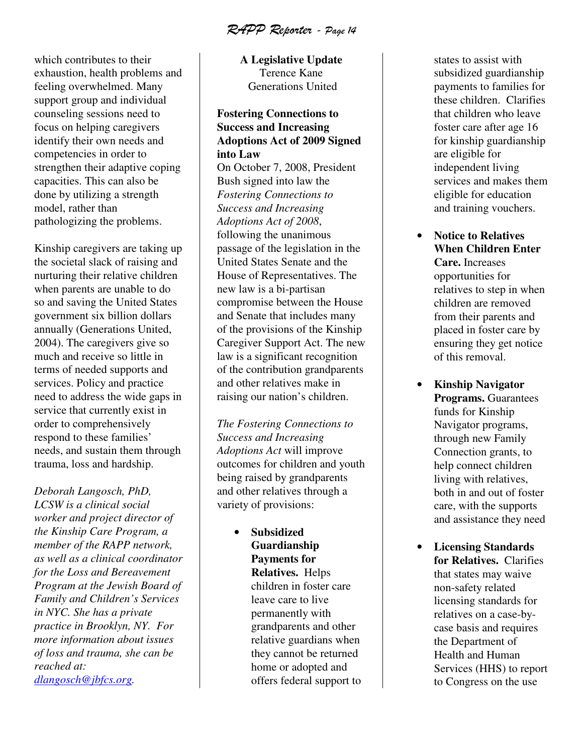which contributes to their exhaustion, health problems and feeling overwhelmed. Many support group and individual counseling sessions need to focus on helping caregivers identify their own needs and competencies in order to strengthen their adaptive coping capacities. This can also be done by utilizing a strength model, rather than pathologizing the problems.

Kinship caregivers are taking up the societal slack of raising and nurturing their relative children when parents are unable to do so and saving the United States government six billion dollars annually (Generations United, 2004). The caregivers give so much and receive so little in terms of needed supports and services. Policy and practice need to address the wide gaps in service that currently exist in order to comprehensively respond to these families' needs, and sustain them through trauma, loss and hardship.

*Deborah Langosch, PhD, LCSW is a clinical social worker and project director of the Kinship Care Program, a member of the RAPP network, as well as a clinical coordinator for the Loss and Bereavement Program at the Jewish Board of Family and Children's Services in NYC. She has a private practice in Brooklyn, NY. For more information about issues of loss and trauma, she can be reached at: dlangosch@jbfcs.org.*

## A Legislative Update

Terence Kane
Generations United

**Fostering Connections to Success and Increasing Adoptions Act of 2009 Signed into Law**

On October 7, 2008, President Bush signed into law the *Fostering Connections to Success and Increasing Adoptions Act of 2008*, following the unanimous passage of the legislation in the United States Senate and the House of Representatives. The new law is a bi-partisan compromise between the House and Senate that includes many of the provisions of the Kinship Caregiver Support Act. The new law is a significant recognition of the contribution grandparents and other relatives make in raising our nation's children.

*The Fostering Connections to Success and Increasing Adoptions Act* will improve outcomes for children and youth being raised by grandparents and other relatives through a variety of provisions:

- **Subsidized Guardianship Payments for Relatives.** Helps children in foster care leave care to live permanently with grandparents and other relative guardians when they cannot be returned home or adopted and offers federal support to states to assist with subsidized guardianship payments to families for these children. Clarifies that children who leave foster care after age 16 for kinship guardianship are eligible for independent living services and makes them eligible for education and training vouchers.

- **Notice to Relatives When Children Enter Care.** Increases opportunities for relatives to step in when children are removed from their parents and placed in foster care by ensuring they get notice of this removal.

- **Kinship Navigator Programs.** Guarantees funds for Kinship Navigator programs, through new Family Connection grants, to help connect children living with relatives, both in and out of foster care, with the supports and assistance they need

- **Licensing Standards for Relatives.** Clarifies that states may waive non-safety related licensing standards for relatives on a case-by-case basis and requires the Department of Health and Human Services (HHS) to report to Congress on the use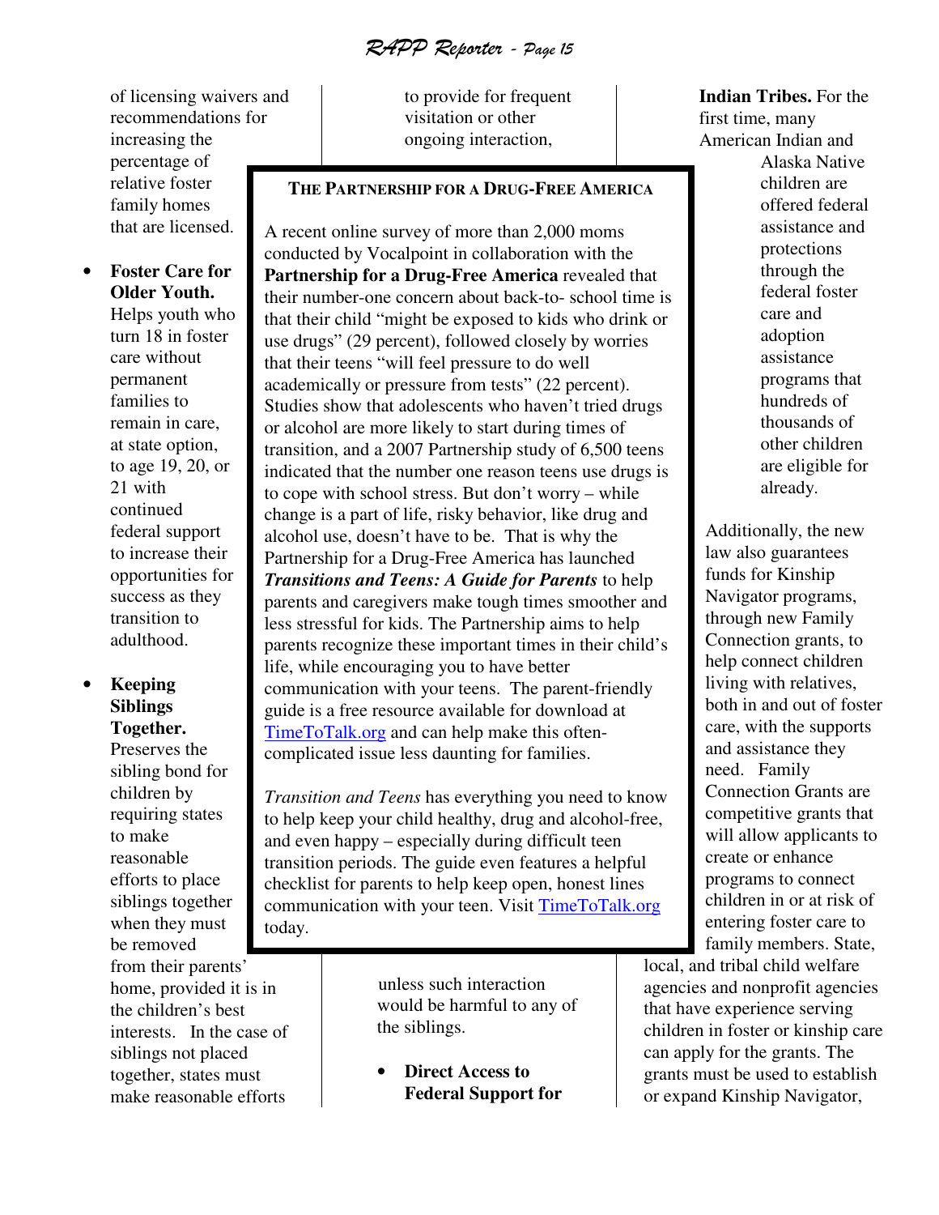of licensing waivers and recommendations for increasing the percentage of relative foster family homes that are licensed.

- **Foster Care for Older Youth.** Helps youth who turn 18 in foster care without permanent families to remain in care, at state option, to age 19, 20, or 21 with continued federal support to increase their opportunities for success as they transition to adulthood.

- **Keeping Siblings Together.** Preserves the sibling bond for children by requiring states to make reasonable efforts to place siblings together when they must be removed from their parents' home, provided it is in the children's best interests. In the case of siblings not placed together, states must make reasonable efforts to provide for frequent visitation or other ongoing interaction, unless such interaction would be harmful to any of the siblings.

- **Direct Access to Federal Support for Indian Tribes.** For the first time, many American Indian and Alaska Native children are offered federal assistance and protections through the federal foster care and adoption assistance programs that hundreds of thousands of other children are eligible for already.

Additionally, the new law also guarantees funds for Kinship Navigator programs, through new Family Connection grants, to help connect children living with relatives, both in and out of foster care, with the supports and assistance they need. Family Connection Grants are competitive grants that will allow applicants to create or enhance programs to connect children in or at risk of entering foster care to family members. State, local, and tribal child welfare agencies and nonprofit agencies that have experience serving children in foster or kinship care can apply for the grants. The grants must be used to establish or expand Kinship Navigator,

---

### The Partnership for a Drug-Free America

A recent online survey of more than 2,000 moms conducted by Vocalpoint in collaboration with the **Partnership for a Drug-Free America** revealed that their number-one concern about back-to- school time is that their child "might be exposed to kids who drink or use drugs" (29 percent), followed closely by worries that their teens "will feel pressure to do well academically or pressure from tests" (22 percent). Studies show that adolescents who haven't tried drugs or alcohol are more likely to start during times of transition, and a 2007 Partnership study of 6,500 teens indicated that the number one reason teens use drugs is to cope with school stress. But don't worry – while change is a part of life, risky behavior, like drug and alcohol use, doesn't have to be. That is why the Partnership for a Drug-Free America has launched ***Transitions and Teens: A Guide for Parents*** to help parents and caregivers make tough times smoother and less stressful for kids. The Partnership aims to help parents recognize these important times in their child's life, while encouraging you to have better communication with your teens. The parent-friendly guide is a free resource available for download at [TimeToTalk.org](http://TimeToTalk.org) and can help make this often-complicated issue less daunting for families.

*Transition and Teens* has everything you need to know to help keep your child healthy, drug and alcohol-free, and even happy – especially during difficult teen transition periods. The guide even features a helpful checklist for parents to help keep open, honest lines communication with your teen. Visit [TimeToTalk.org](http://TimeToTalk.org) today.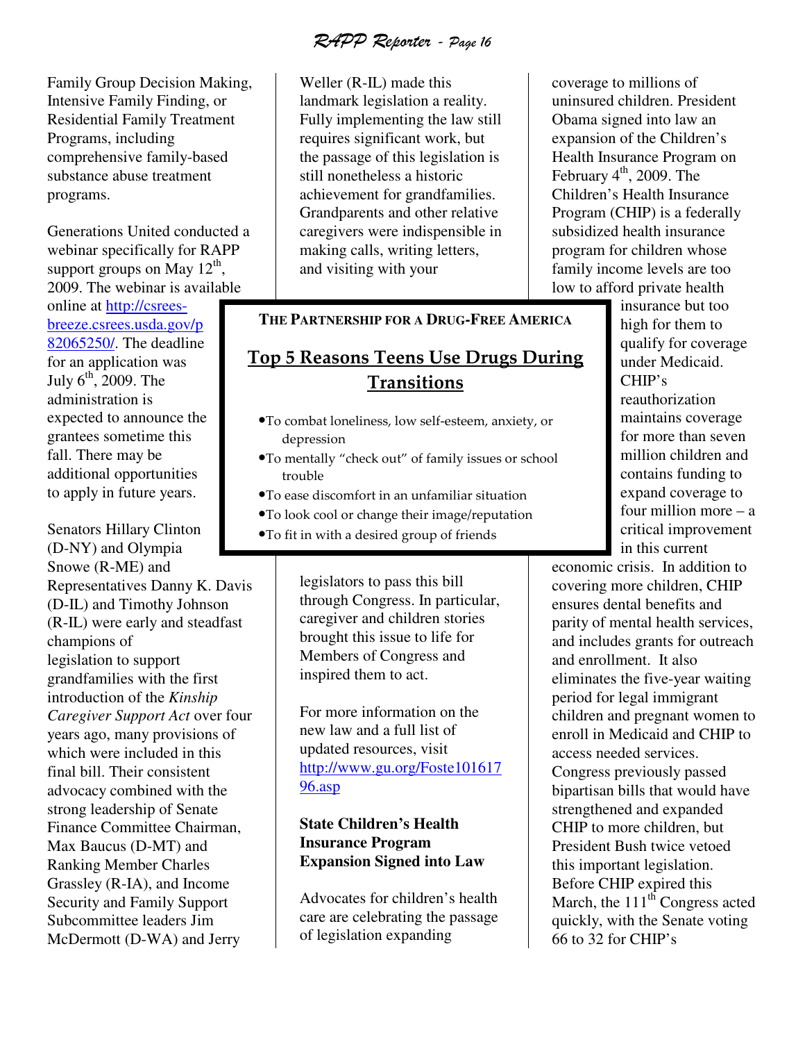Family Group Decision Making, Intensive Family Finding, or Residential Family Treatment Programs, including comprehensive family-based substance abuse treatment programs.

Generations United conducted a webinar specifically for RAPP support groups on May 12th, 2009. The webinar is available online at http://csrees-breeze.csrees.usda.gov/p82065250/. The deadline for an application was July 6th, 2009. The administration is expected to announce the grantees sometime this fall. There may be additional opportunities to apply in future years.

Senators Hillary Clinton (D-NY) and Olympia Snowe (R-ME) and Representatives Danny K. Davis (D-IL) and Timothy Johnson (R-IL) were early and steadfast champions of legislation to support grandfamilies with the first introduction of the *Kinship Caregiver Support Act* over four years ago, many provisions of which were included in this final bill. Their consistent advocacy combined with the strong leadership of Senate Finance Committee Chairman, Max Baucus (D-MT) and Ranking Member Charles Grassley (R-IA), and Income Security and Family Support Subcommittee leaders Jim McDermott (D-WA) and Jerry Weller (R-IL) made this landmark legislation a reality. Fully implementing the law still requires significant work, but the passage of this legislation is still nonetheless a historic achievement for grandfamilies. Grandparents and other relative caregivers were indispensible in making calls, writing letters, and visiting with your legislators to pass this bill through Congress. In particular, caregiver and children stories brought this issue to life for Members of Congress and inspired them to act.

For more information on the new law and a full list of updated resources, visit http://www.gu.org/Foste10161796.asp

---

THE PARTNERSHIP FOR A DRUG-FREE AMERICA

## Top 5 Reasons Teens Use Drugs During Transitions

- To combat loneliness, low self-esteem, anxiety, or depression
- To mentally "check out" of family issues or school trouble
- To ease discomfort in an unfamiliar situation
- To look cool or change their image/reputation
- To fit in with a desired group of friends

---

**State Children's Health Insurance Program Expansion Signed into Law**

Advocates for children's health care are celebrating the passage of legislation expanding coverage to millions of uninsured children. President Obama signed into law an expansion of the Children's Health Insurance Program on February 4th, 2009. The Children's Health Insurance Program (CHIP) is a federally subsidized health insurance program for children whose family income levels are too low to afford private health insurance but too high for them to qualify for coverage under Medicaid. CHIP's reauthorization maintains coverage for more than seven million children and contains funding to expand coverage to four million more – a critical improvement in this current economic crisis. In addition to covering more children, CHIP ensures dental benefits and parity of mental health services, and includes grants for outreach and enrollment. It also eliminates the five-year waiting period for legal immigrant children and pregnant women to enroll in Medicaid and CHIP to access needed services. Congress previously passed bipartisan bills that would have strengthened and expanded CHIP to more children, but President Bush twice vetoed this important legislation. Before CHIP expired this March, the 111th Congress acted quickly, with the Senate voting 66 to 32 for CHIP's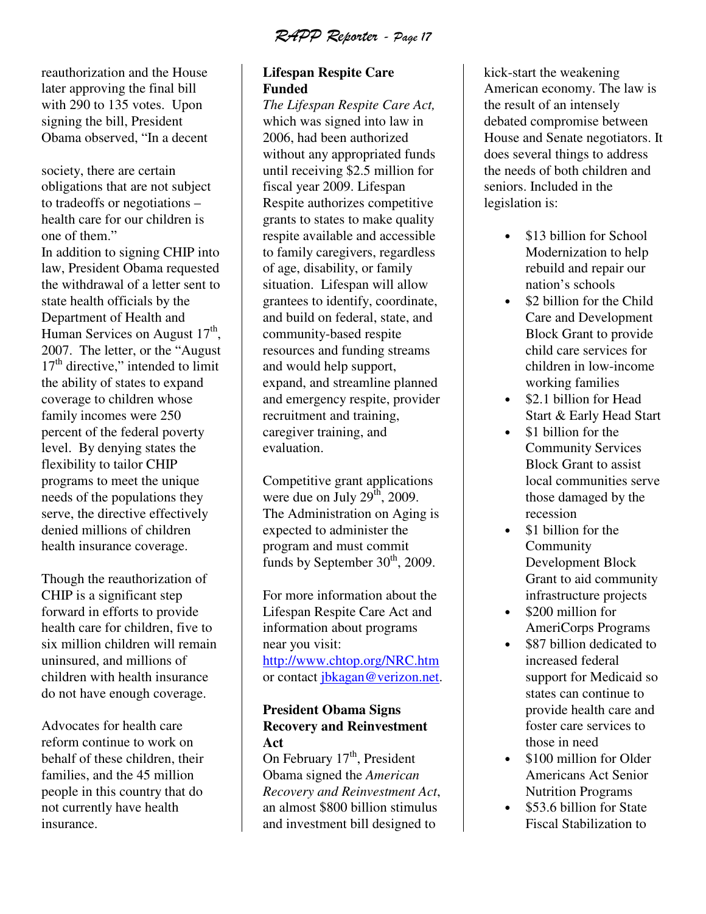reauthorization and the House later approving the final bill with 290 to 135 votes. Upon signing the bill, President Obama observed, "In a decent society, there are certain obligations that are not subject to tradeoffs or negotiations – health care for our children is one of them."

In addition to signing CHIP into law, President Obama requested the withdrawal of a letter sent to state health officials by the Department of Health and Human Services on August 17th, 2007. The letter, or the "August 17th directive," intended to limit the ability of states to expand coverage to children whose family incomes were 250 percent of the federal poverty level. By denying states the flexibility to tailor CHIP programs to meet the unique needs of the populations they serve, the directive effectively denied millions of children health insurance coverage.

Though the reauthorization of CHIP is a significant step forward in efforts to provide health care for children, five to six million children will remain uninsured, and millions of children with health insurance do not have enough coverage.

Advocates for health care reform continue to work on behalf of these children, their families, and the 45 million people in this country that do not currently have health insurance.

**Lifespan Respite Care Funded**

*The Lifespan Respite Care Act,* which was signed into law in 2006, had been authorized without any appropriated funds until receiving $2.5 million for fiscal year 2009. Lifespan Respite authorizes competitive grants to states to make quality respite available and accessible to family caregivers, regardless of age, disability, or family situation. Lifespan will allow grantees to identify, coordinate, and build on federal, state, and community-based respite resources and funding streams and would help support, expand, and streamline planned and emergency respite, provider recruitment and training, caregiver training, and evaluation.

Competitive grant applications were due on July 29th, 2009. The Administration on Aging is expected to administer the program and must commit funds by September 30th, 2009.

For more information about the Lifespan Respite Care Act and information about programs near you visit: http://www.chtop.org/NRC.htm or contact jbkagan@verizon.net.

**President Obama Signs Recovery and Reinvestment Act**

On February 17th, President Obama signed the *American Recovery and Reinvestment Act*, an almost $800 billion stimulus and investment bill designed to kick-start the weakening American economy. The law is the result of an intensely debated compromise between House and Senate negotiators. It does several things to address the needs of both children and seniors. Included in the legislation is:

- $13 billion for School Modernization to help rebuild and repair our nation's schools
- $2 billion for the Child Care and Development Block Grant to provide child care services for children in low-income working families
- $2.1 billion for Head Start & Early Head Start
- $1 billion for the Community Services Block Grant to assist local communities serve those damaged by the recession
- $1 billion for the Community Development Block Grant to aid community infrastructure projects
- $200 million for AmeriCorps Programs
- $87 billion dedicated to increased federal support for Medicaid so states can continue to provide health care and foster care services to those in need
- $100 million for Older Americans Act Senior Nutrition Programs
- $53.6 billion for State Fiscal Stabilization to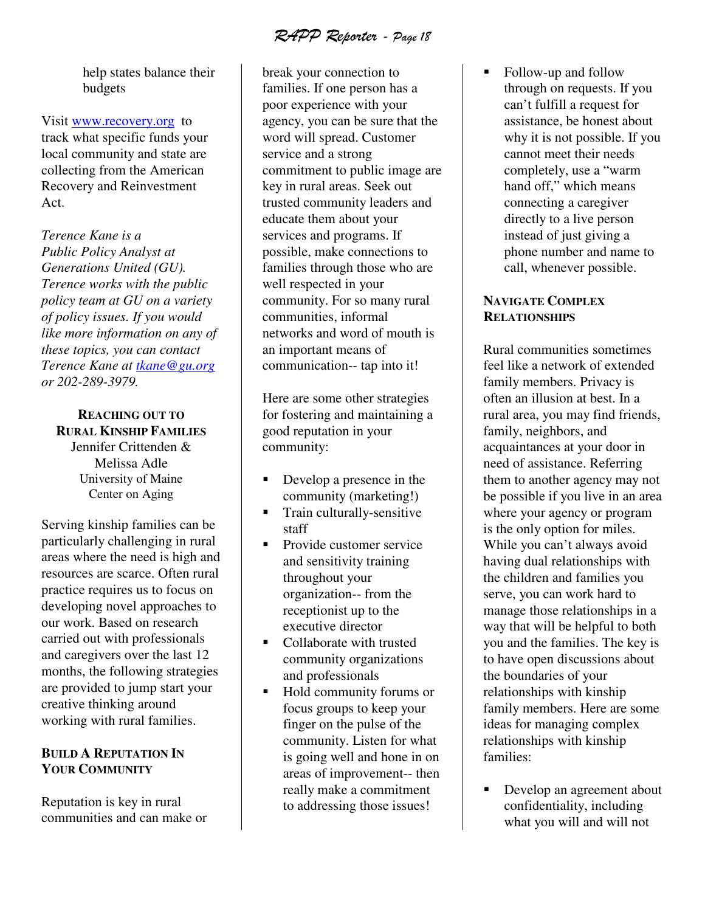help states balance their budgets

Visit www.recovery.org to track what specific funds your local community and state are collecting from the American Recovery and Reinvestment Act.

*Terence Kane is a Public Policy Analyst at Generations United (GU). Terence works with the public policy team at GU on a variety of policy issues. If you would like more information on any of these topics, you can contact Terence Kane at tkane@gu.org or 202-289-3979.*

## Reaching Out to Rural Kinship Families

Jennifer Crittenden & Melissa Adle
University of Maine Center on Aging

Serving kinship families can be particularly challenging in rural areas where the need is high and resources are scarce. Often rural practice requires us to focus on developing novel approaches to our work. Based on research carried out with professionals and caregivers over the last 12 months, the following strategies are provided to jump start your creative thinking around working with rural families.

### Build a Reputation in Your Community

Reputation is key in rural communities and can make or break your connection to families. If one person has a poor experience with your agency, you can be sure that the word will spread. Customer service and a strong commitment to public image are key in rural areas. Seek out trusted community leaders and educate them about your services and programs. If possible, make connections to families through those who are well respected in your community. For so many rural communities, informal networks and word of mouth is an important means of communication-- tap into it!

Here are some other strategies for fostering and maintaining a good reputation in your community:

- Develop a presence in the community (marketing!)
- Train culturally-sensitive staff
- Provide customer service and sensitivity training throughout your organization-- from the receptionist up to the executive director
- Collaborate with trusted community organizations and professionals
- Hold community forums or focus groups to keep your finger on the pulse of the community. Listen for what is going well and hone in on areas of improvement-- then really make a commitment to addressing those issues!
- Follow-up and follow through on requests. If you can't fulfill a request for assistance, be honest about why it is not possible. If you cannot meet their needs completely, use a "warm hand off," which means connecting a caregiver directly to a live person instead of just giving a phone number and name to call, whenever possible.

### Navigate Complex Relationships

Rural communities sometimes feel like a network of extended family members. Privacy is often an illusion at best. In a rural area, you may find friends, family, neighbors, and acquaintances at your door in need of assistance. Referring them to another agency may not be possible if you live in an area where your agency or program is the only option for miles. While you can't always avoid having dual relationships with the children and families you serve, you can work hard to manage those relationships in a way that will be helpful to both you and the families. The key is to have open discussions about the boundaries of your relationships with kinship family members. Here are some ideas for managing complex relationships with kinship families:

- Develop an agreement about confidentiality, including what you will and will not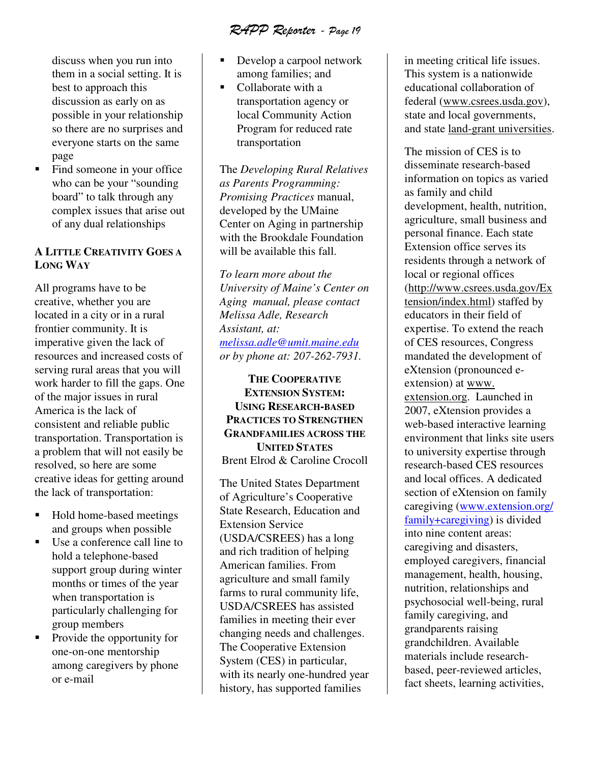discuss when you run into them in a social setting. It is best to approach this discussion as early on as possible in your relationship so there are no surprises and everyone starts on the same page

- Find someone in your office who can be your "sounding board" to talk through any complex issues that arise out of any dual relationships

### A Little Creativity Goes a Long Way

All programs have to be creative, whether you are located in a city or in a rural frontier community. It is imperative given the lack of resources and increased costs of serving rural areas that you will work harder to fill the gaps. One of the major issues in rural America is the lack of consistent and reliable public transportation. Transportation is a problem that will not easily be resolved, so here are some creative ideas for getting around the lack of transportation:

- Hold home-based meetings and groups when possible
- Use a conference call line to hold a telephone-based support group during winter months or times of the year when transportation is particularly challenging for group members
- Provide the opportunity for one-on-one mentorship among caregivers by phone or e-mail
- Develop a carpool network among families; and
- Collaborate with a transportation agency or local Community Action Program for reduced rate transportation

The *Developing Rural Relatives as Parents Programming: Promising Practices* manual, developed by the UMaine Center on Aging in partnership with the Brookdale Foundation will be available this fall.

*To learn more about the University of Maine's Center on Aging manual, please contact Melissa Adle, Research Assistant, at: melissa.adle@umit.maine.edu or by phone at: 207-262-7931.*

### The Cooperative Extension System: Using Research-based Practices to Strengthen Grandfamilies Across the United States

Brent Elrod & Caroline Crocoll

The United States Department of Agriculture's Cooperative State Research, Education and Extension Service (USDA/CSREES) has a long and rich tradition of helping American families. From agriculture and small family farms to rural community life, USDA/CSREES has assisted families in meeting their ever changing needs and challenges. The Cooperative Extension System (CES) in particular, with its nearly one-hundred year history, has supported families in meeting critical life issues. This system is a nationwide educational collaboration of federal (www.csrees.usda.gov), state and local governments, and state land-grant universities.

The mission of CES is to disseminate research-based information on topics as varied as family and child development, health, nutrition, agriculture, small business and personal finance. Each state Extension office serves its residents through a network of local or regional offices (http://www.csrees.usda.gov/Extension/index.html) staffed by educators in their field of expertise. To extend the reach of CES resources, Congress mandated the development of eXtension (pronounced e-extension) at www.extension.org. Launched in 2007, eXtension provides a web-based interactive learning environment that links site users to university expertise through research-based CES resources and local offices. A dedicated section of eXtension on family caregiving (www.extension.org/family+caregiving) is divided into nine content areas: caregiving and disasters, employed caregivers, financial management, health, housing, nutrition, relationships and psychosocial well-being, rural family caregiving, and grandparents raising grandchildren. Available materials include research-based, peer-reviewed articles, fact sheets, learning activities,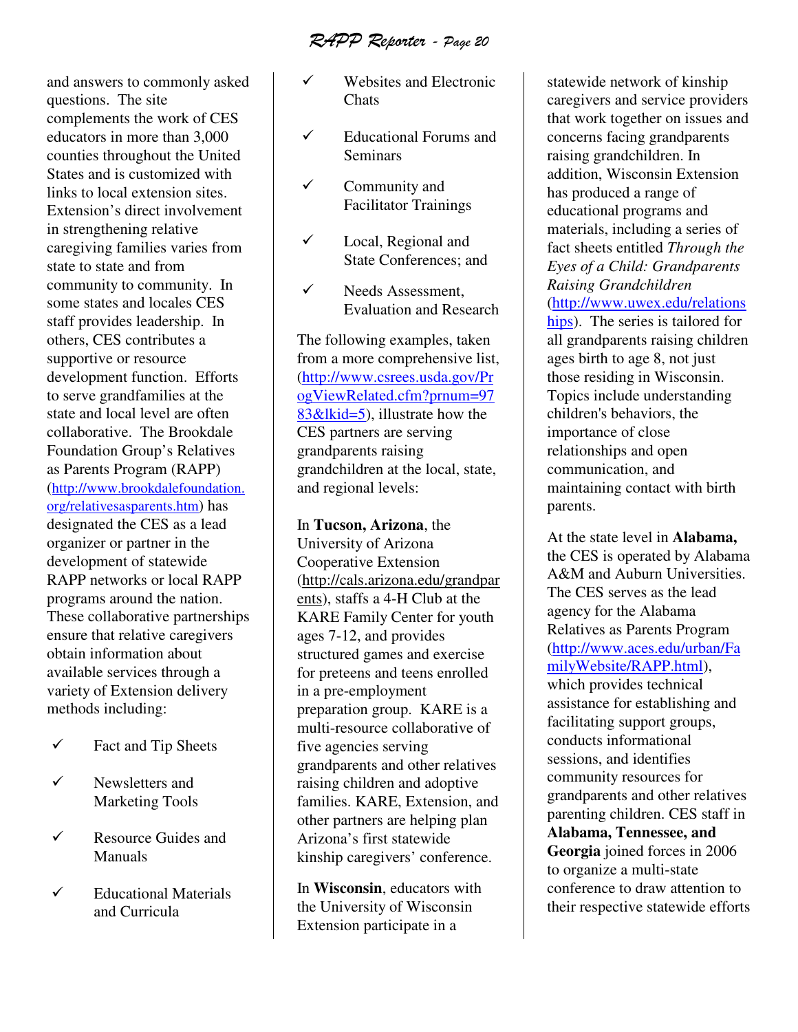and answers to commonly asked questions. The site complements the work of CES educators in more than 3,000 counties throughout the United States and is customized with links to local extension sites. Extension's direct involvement in strengthening relative caregiving families varies from state to state and from community to community. In some states and locales CES staff provides leadership. In others, CES contributes a supportive or resource development function. Efforts to serve grandfamilies at the state and local level are often collaborative. The Brookdale Foundation Group's Relatives as Parents Program (RAPP) (http://www.brookdalefoundation.org/relativesasparents.htm) has designated the CES as a lead organizer or partner in the development of statewide RAPP networks or local RAPP programs around the nation. These collaborative partnerships ensure that relative caregivers obtain information about available services through a variety of Extension delivery methods including:

- ✓ Fact and Tip Sheets
- ✓ Newsletters and Marketing Tools
- ✓ Resource Guides and Manuals
- ✓ Educational Materials and Curricula
- ✓ Websites and Electronic Chats
- ✓ Educational Forums and Seminars
- ✓ Community and Facilitator Trainings
- ✓ Local, Regional and State Conferences; and
- ✓ Needs Assessment, Evaluation and Research

The following examples, taken from a more comprehensive list, (http://www.csrees.usda.gov/ProgViewRelated.cfm?prnum=9783&lkid=5), illustrate how the CES partners are serving grandparents raising grandchildren at the local, state, and regional levels:

In **Tucson, Arizona**, the University of Arizona Cooperative Extension (http://cals.arizona.edu/grandparents), staffs a 4-H Club at the KARE Family Center for youth ages 7-12, and provides structured games and exercise for preteens and teens enrolled in a pre-employment preparation group. KARE is a multi-resource collaborative of five agencies serving grandparents and other relatives raising children and adoptive families. KARE, Extension, and other partners are helping plan Arizona's first statewide kinship caregivers' conference.

In **Wisconsin**, educators with the University of Wisconsin Extension participate in a statewide network of kinship caregivers and service providers that work together on issues and concerns facing grandparents raising grandchildren. In addition, Wisconsin Extension has produced a range of educational programs and materials, including a series of fact sheets entitled *Through the Eyes of a Child: Grandparents Raising Grandchildren* (http://www.uwex.edu/relationships). The series is tailored for all grandparents raising children ages birth to age 8, not just those residing in Wisconsin. Topics include understanding children's behaviors, the importance of close relationships and open communication, and maintaining contact with birth parents.

At the state level in **Alabama,** the CES is operated by Alabama A&M and Auburn Universities. The CES serves as the lead agency for the Alabama Relatives as Parents Program (http://www.aces.edu/urban/FamilyWebsite/RAPP.html), which provides technical assistance for establishing and facilitating support groups, conducts informational sessions, and identifies community resources for grandparents and other relatives parenting children. CES staff in **Alabama, Tennessee, and Georgia** joined forces in 2006 to organize a multi-state conference to draw attention to their respective statewide efforts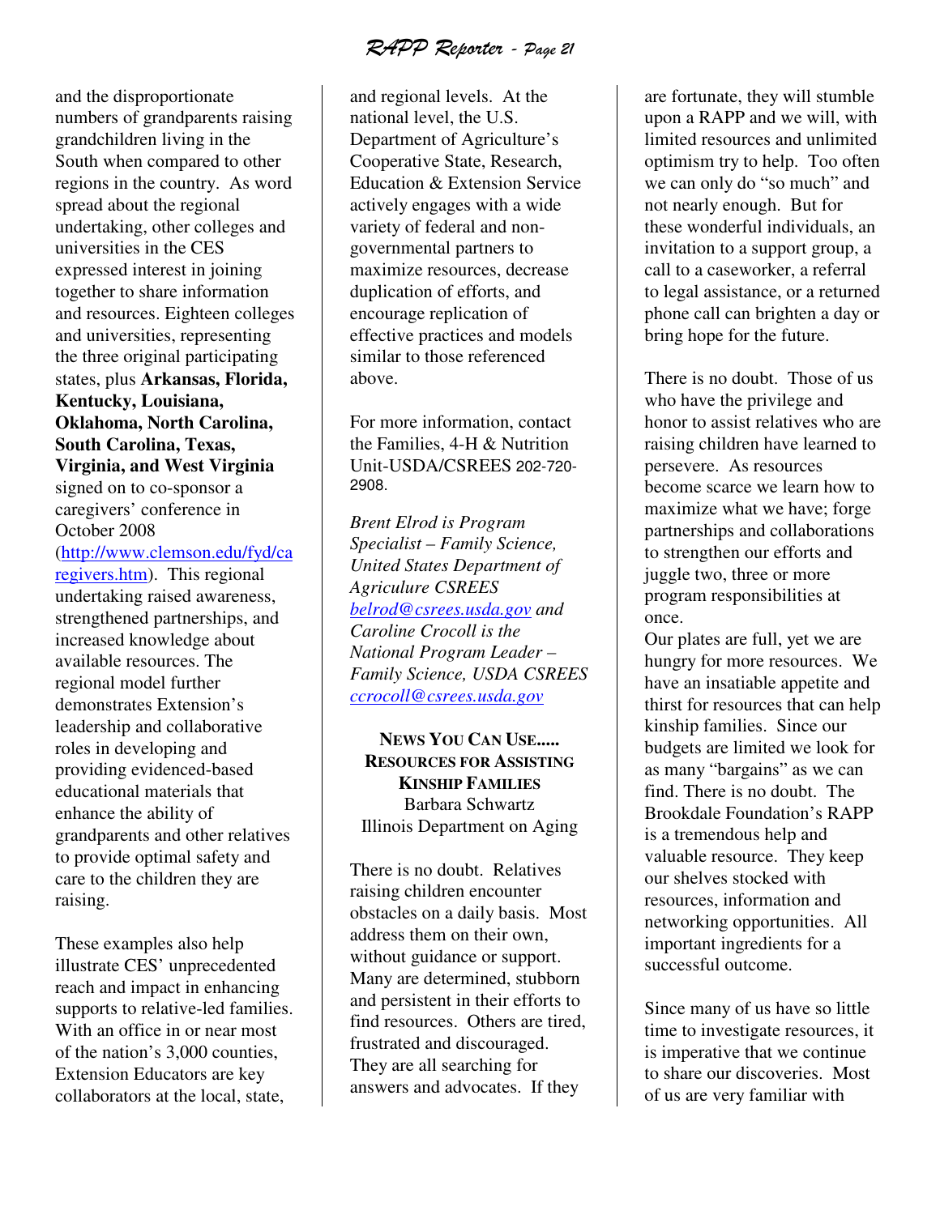and the disproportionate numbers of grandparents raising grandchildren living in the South when compared to other regions in the country. As word spread about the regional undertaking, other colleges and universities in the CES expressed interest in joining together to share information and resources. Eighteen colleges and universities, representing the three original participating states, plus **Arkansas, Florida, Kentucky, Louisiana, Oklahoma, North Carolina, South Carolina, Texas, Virginia, and West Virginia** signed on to co-sponsor a caregivers' conference in October 2008 ([http://www.clemson.edu/fyd/caregivers.htm](http://www.clemson.edu/fyd/caregivers.htm)). This regional undertaking raised awareness, strengthened partnerships, and increased knowledge about available resources. The regional model further demonstrates Extension's leadership and collaborative roles in developing and providing evidenced-based educational materials that enhance the ability of grandparents and other relatives to provide optimal safety and care to the children they are raising.

These examples also help illustrate CES' unprecedented reach and impact in enhancing supports to relative-led families. With an office in or near most of the nation's 3,000 counties, Extension Educators are key collaborators at the local, state, and regional levels. At the national level, the U.S. Department of Agriculture's Cooperative State, Research, Education & Extension Service actively engages with a wide variety of federal and non-governmental partners to maximize resources, decrease duplication of efforts, and encourage replication of effective practices and models similar to those referenced above.

For more information, contact the Families, 4-H & Nutrition Unit-USDA/CSREES 202-720-2908.

*Brent Elrod is Program Specialist – Family Science, United States Department of Agricuture CSREES [belrod@csrees.usda.gov](mailto:belrod@csrees.usda.gov) and Caroline Crocoll is the National Program Leader – Family Science, USDA CSREES [ccrocoll@csrees.usda.gov](mailto:ccrocoll@csrees.usda.gov)*

## NEWS YOU CAN USE..... RESOURCES FOR ASSISTING KINSHIP FAMILIES

Barbara Schwartz
Illinois Department on Aging

There is no doubt. Relatives raising children encounter obstacles on a daily basis. Most address them on their own, without guidance or support. Many are determined, stubborn and persistent in their efforts to find resources. Others are tired, frustrated and discouraged. They are all searching for answers and advocates. If they are fortunate, they will stumble upon a RAPP and we will, with limited resources and unlimited optimism try to help. Too often we can only do "so much" and not nearly enough. But for these wonderful individuals, an invitation to a support group, a call to a caseworker, a referral to legal assistance, or a returned phone call can brighten a day or bring hope for the future.

There is no doubt. Those of us who have the privilege and honor to assist relatives who are raising children have learned to persevere. As resources become scarce we learn how to maximize what we have; forge partnerships and collaborations to strengthen our efforts and juggle two, three or more program responsibilities at once.
Our plates are full, yet we are hungry for more resources. We have an insatiable appetite and thirst for resources that can help kinship families. Since our budgets are limited we look for as many "bargains" as we can find. There is no doubt. The Brookdale Foundation's RAPP is a tremendous help and valuable resource. They keep our shelves stocked with resources, information and networking opportunities. All important ingredients for a successful outcome.

Since many of us have so little time to investigate resources, it is imperative that we continue to share our discoveries. Most of us are very familiar with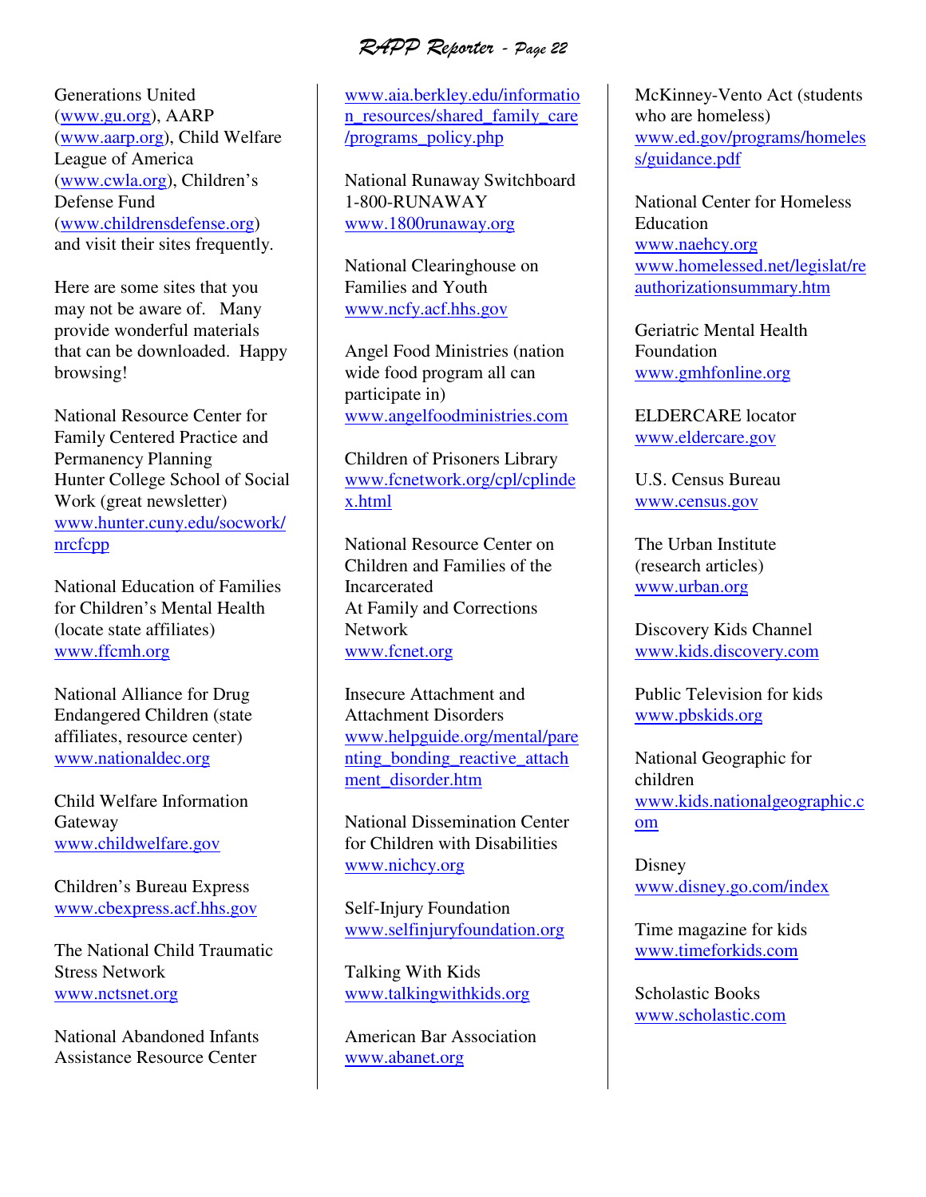Generations United (www.gu.org), AARP (www.aarp.org), Child Welfare League of America (www.cwla.org), Children's Defense Fund (www.childrensdefense.org) and visit their sites frequently.

Here are some sites that you may not be aware of. Many provide wonderful materials that can be downloaded. Happy browsing!

National Resource Center for Family Centered Practice and Permanency Planning
Hunter College School of Social Work (great newsletter)
www.hunter.cuny.edu/socwork/nrcfcpp

National Education of Families for Children's Mental Health (locate state affiliates)
www.ffcmh.org

National Alliance for Drug Endangered Children (state affiliates, resource center)
www.nationaldec.org

Child Welfare Information Gateway
www.childwelfare.gov

Children's Bureau Express
www.cbexpress.acf.hhs.gov

The National Child Traumatic Stress Network
www.nctsnet.org

National Abandoned Infants Assistance Resource Center
www.aia.berkley.edu/information_resources/shared_family_care/programs_policy.php

National Runaway Switchboard
1-800-RUNAWAY
www.1800runaway.org

National Clearinghouse on Families and Youth
www.ncfy.acf.hhs.gov

Angel Food Ministries (nation wide food program all can participate in)
www.angelfoodministries.com

Children of Prisoners Library
www.fcnetwork.org/cpl/cplindex.html

National Resource Center on Children and Families of the Incarcerated
At Family and Corrections Network
www.fcnet.org

Insecure Attachment and Attachment Disorders
www.helpguide.org/mental/parenting_bonding_reactive_attachment_disorder.htm

National Dissemination Center for Children with Disabilities
www.nichcy.org

Self-Injury Foundation
www.selfinjuryfoundation.org

Talking With Kids
www.talkingwithkids.org

American Bar Association
www.abanet.org

McKinney-Vento Act (students who are homeless)
www.ed.gov/programs/homeless/guidance.pdf

National Center for Homeless Education
www.naehcy.org
www.homelessed.net/legislat/reauthorizationsummary.htm

Geriatric Mental Health Foundation
www.gmhfonline.org

ELDERCARE locator
www.eldercare.gov

U.S. Census Bureau
www.census.gov

The Urban Institute (research articles)
www.urban.org

Discovery Kids Channel
www.kids.discovery.com

Public Television for kids
www.pbskids.org

National Geographic for children
www.kids.nationalgeographic.com

Disney
www.disney.go.com/index

Time magazine for kids
www.timeforkids.com

Scholastic Books
www.scholastic.com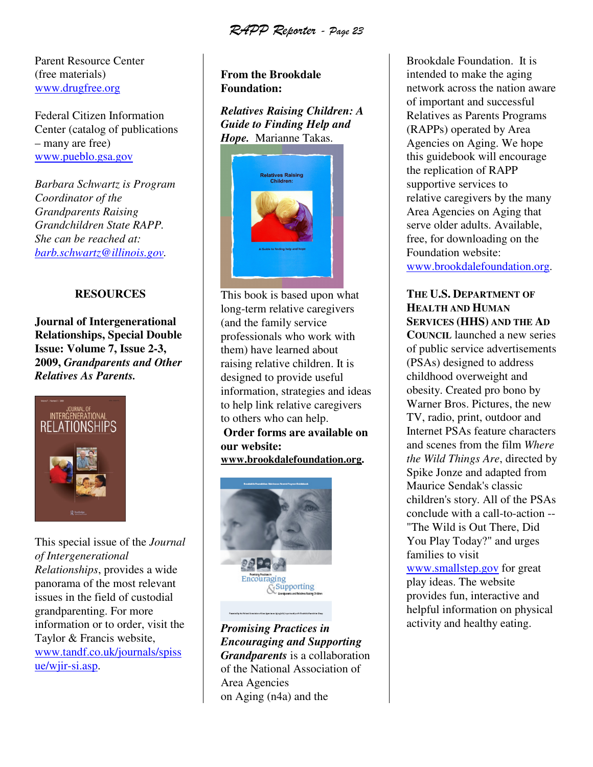Parent Resource Center (free materials)
www.drugfree.org

Federal Citizen Information Center (catalog of publications – many are free)
www.pueblo.gsa.gov

*Barbara Schwartz is Program Coordinator of the Grandparents Raising Grandchildren State RAPP. She can be reached at: barb.schwartz@illinois.gov.*

## RESOURCES

**Journal of Intergenerational Relationships, Special Double Issue: Volume 7, Issue 2-3, 2009, *Grandparents and Other Relatives As Parents.***

This special issue of the *Journal of Intergenerational Relationships*, provides a wide panorama of the most relevant issues in the field of custodial grandparenting. For more information or to order, visit the Taylor & Francis website, www.tandf.co.uk/journals/spissue/wjir-si.asp.

**From the Brookdale Foundation:**

***Relatives Raising Children: A Guide to Finding Help and Hope.*** Marianne Takas.

This book is based upon what long-term relative caregivers (and the family service professionals who work with them) have learned about raising relative children. It is designed to provide useful information, strategies and ideas to help link relative caregivers to others who can help.
**Order forms are available on our website: www.brookdalefoundation.org.**

***Promising Practices in Encouraging and Supporting Grandparents*** is a collaboration of the National Association of Area Agencies on Aging (n4a) and the Brookdale Foundation. It is intended to make the aging network across the nation aware of important and successful Relatives as Parents Programs (RAPPs) operated by Area Agencies on Aging. We hope this guidebook will encourage the replication of RAPP supportive services to relative caregivers by the many Area Agencies on Aging that serve older adults. Available, free, for downloading on the Foundation website: www.brookdalefoundation.org.

**THE U.S. DEPARTMENT OF HEALTH AND HUMAN SERVICES (HHS) AND THE AD COUNCIL** launched a new series of public service advertisements (PSAs) designed to address childhood overweight and obesity. Created pro bono by Warner Bros. Pictures, the new TV, radio, print, outdoor and Internet PSAs feature characters and scenes from the film *Where the Wild Things Are*, directed by Spike Jonze and adapted from Maurice Sendak's classic children's story. All of the PSAs conclude with a call-to-action -- "The Wild is Out There, Did You Play Today?" and urges families to visit www.smallstep.gov for great play ideas. The website provides fun, interactive and helpful information on physical activity and healthy eating.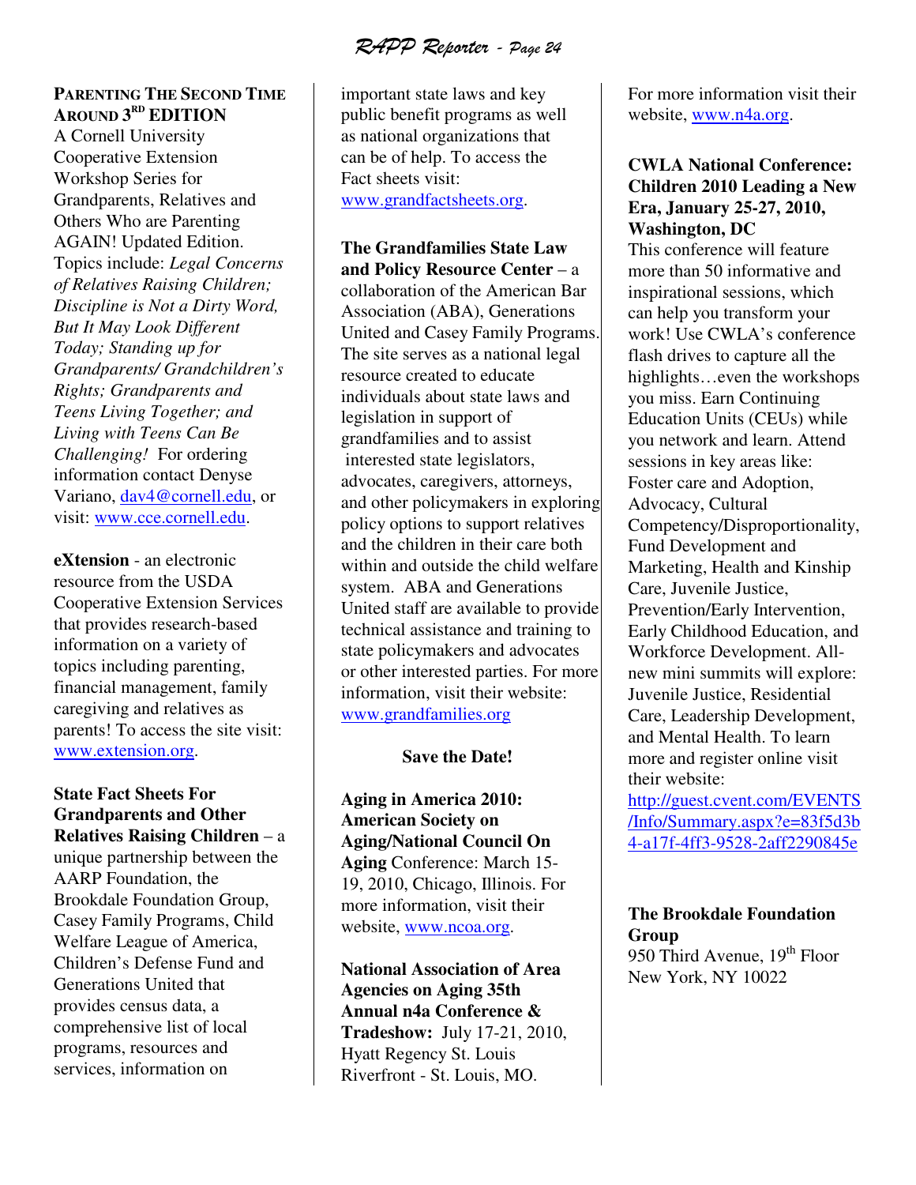**PARENTING THE SECOND TIME AROUND 3RD EDITION**
A Cornell University Cooperative Extension Workshop Series for Grandparents, Relatives and Others Who are Parenting AGAIN! Updated Edition. Topics include: *Legal Concerns of Relatives Raising Children; Discipline is Not a Dirty Word, But It May Look Different Today; Standing up for Grandparents/ Grandchildren's Rights; Grandparents and Teens Living Together; and Living with Teens Can Be Challenging!* For ordering information contact Denyse Variano, dav4@cornell.edu, or visit: www.cce.cornell.edu.

**eXtension** - an electronic resource from the USDA Cooperative Extension Services that provides research-based information on a variety of topics including parenting, financial management, family caregiving and relatives as parents! To access the site visit: www.extension.org.

**State Fact Sheets For Grandparents and Other Relatives Raising Children** – a unique partnership between the AARP Foundation, the Brookdale Foundation Group, Casey Family Programs, Child Welfare League of America, Children's Defense Fund and Generations United that provides census data, a comprehensive list of local programs, resources and services, information on important state laws and key public benefit programs as well as national organizations that can be of help. To access the Fact sheets visit: www.grandfactsheets.org.

**The Grandfamilies State Law and Policy Resource Center** – a collaboration of the American Bar Association (ABA), Generations United and Casey Family Programs. The site serves as a national legal resource created to educate individuals about state laws and legislation in support of grandfamilies and to assist interested state legislators, advocates, caregivers, attorneys, and other policymakers in exploring policy options to support relatives and the children in their care both within and outside the child welfare system. ABA and Generations United staff are available to provide technical assistance and training to state policymakers and advocates or other interested parties. For more information, visit their website: www.grandfamilies.org

**Save the Date!**

**Aging in America 2010: American Society on Aging/National Council On Aging** Conference: March 15-19, 2010, Chicago, Illinois. For more information, visit their website, www.ncoa.org.

**National Association of Area Agencies on Aging 35th Annual n4a Conference & Tradeshow:** July 17-21, 2010, Hyatt Regency St. Louis Riverfront - St. Louis, MO. For more information visit their website, www.n4a.org.

**CWLA National Conference: Children 2010 Leading a New Era, January 25-27, 2010, Washington, DC**
This conference will feature more than 50 informative and inspirational sessions, which can help you transform your work! Use CWLA's conference flash drives to capture all the highlights…even the workshops you miss. Earn Continuing Education Units (CEUs) while you network and learn. Attend sessions in key areas like: Foster care and Adoption, Advocacy, Cultural Competency/Disproportionality, Fund Development and Marketing, Health and Kinship Care, Juvenile Justice, Prevention/Early Intervention, Early Childhood Education, and Workforce Development. All-new mini summits will explore: Juvenile Justice, Residential Care, Leadership Development, and Mental Health. To learn more and register online visit their website: http://guest.cvent.com/EVENTS/Info/Summary.aspx?e=83f5d3b4-a17f-4ff3-9528-2aff2290845e

**The Brookdale Foundation Group**
950 Third Avenue, 19th Floor
New York, NY 10022